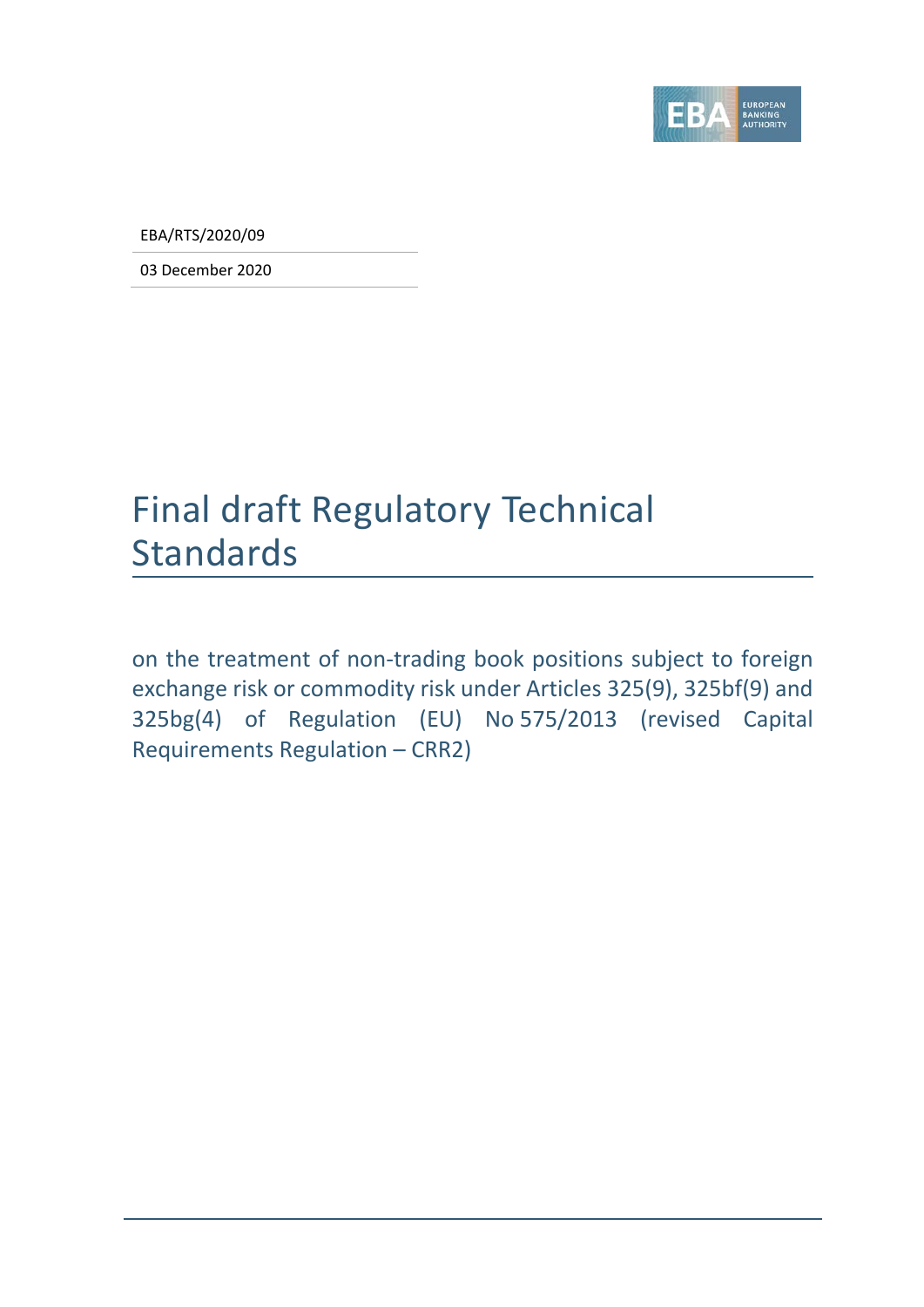EBA/RTS/2020/09

03 December 2020

# Final draft Regulatory Technical Standards

on the treatment of non-trading book positions subject to foreign exchange risk or commodity risk under Articles 325(9), 325bf(9) and 325bg(4) of Regulation (EU) No 575/2013 (revised Capital Requirements Regulation – CRR2)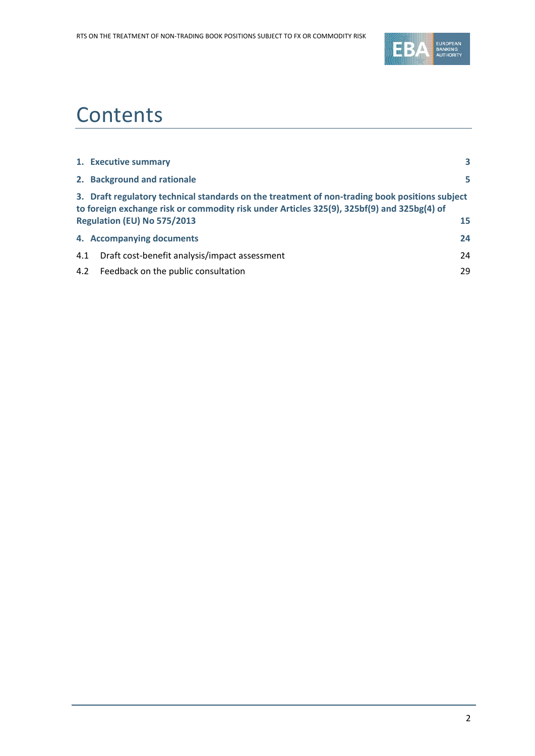# Contents

| | |
|---|---|
| **1. Executive summary** | **3** |
| **2. Background and rationale** | **5** |
| **3. Draft regulatory technical standards on the treatment of non-trading book positions subject to foreign exchange risk or commodity risk under Articles 325(9), 325bf(9) and 325bg(4) of Regulation (EU) No 575/2013** | **15** |
| **4. Accompanying documents** | **24** |
| 4.1 Draft cost-benefit analysis/impact assessment | 24 |
| 4.2 Feedback on the public consultation | 29 |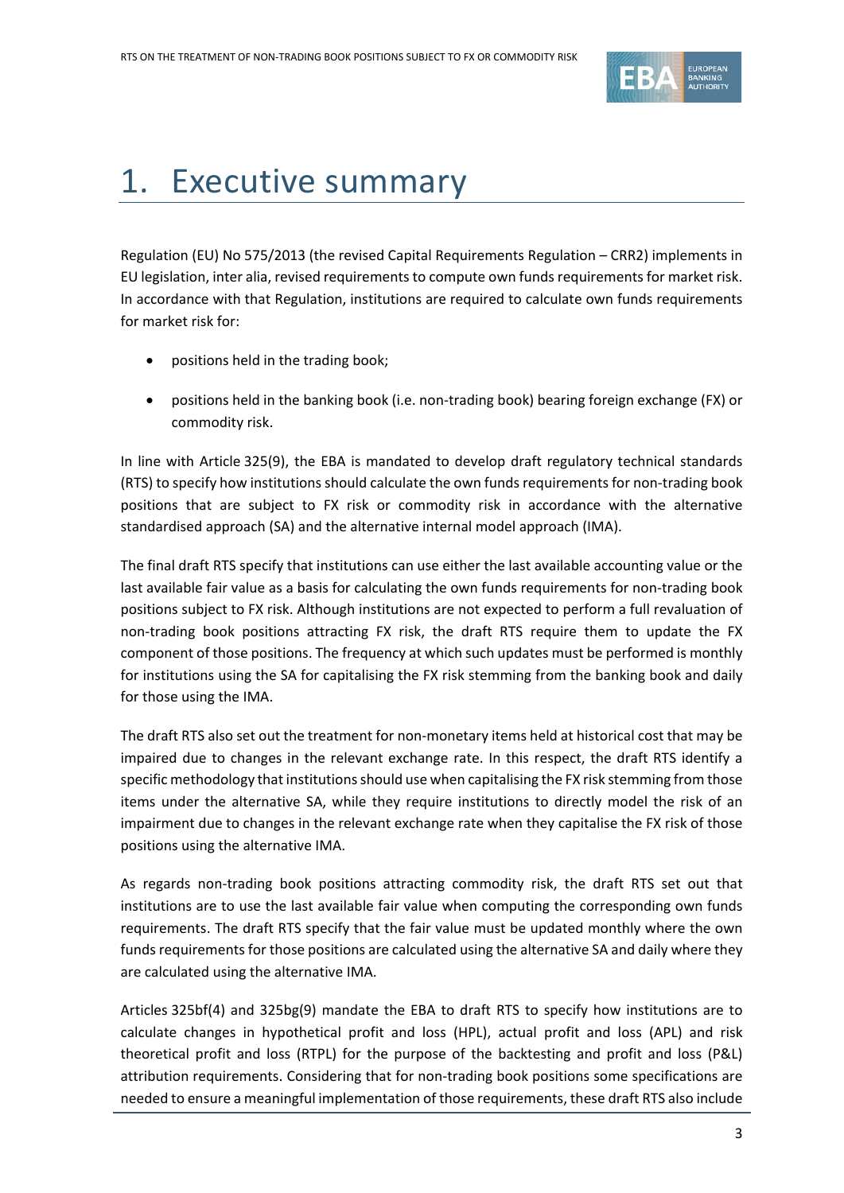# 1. Executive summary

Regulation (EU) No 575/2013 (the revised Capital Requirements Regulation – CRR2) implements in EU legislation, inter alia, revised requirements to compute own funds requirements for market risk. In accordance with that Regulation, institutions are required to calculate own funds requirements for market risk for:

- positions held in the trading book;
- positions held in the banking book (i.e. non-trading book) bearing foreign exchange (FX) or commodity risk.

In line with Article 325(9), the EBA is mandated to develop draft regulatory technical standards (RTS) to specify how institutions should calculate the own funds requirements for non-trading book positions that are subject to FX risk or commodity risk in accordance with the alternative standardised approach (SA) and the alternative internal model approach (IMA).

The final draft RTS specify that institutions can use either the last available accounting value or the last available fair value as a basis for calculating the own funds requirements for non-trading book positions subject to FX risk. Although institutions are not expected to perform a full revaluation of non-trading book positions attracting FX risk, the draft RTS require them to update the FX component of those positions. The frequency at which such updates must be performed is monthly for institutions using the SA for capitalising the FX risk stemming from the banking book and daily for those using the IMA.

The draft RTS also set out the treatment for non-monetary items held at historical cost that may be impaired due to changes in the relevant exchange rate. In this respect, the draft RTS identify a specific methodology that institutions should use when capitalising the FX risk stemming from those items under the alternative SA, while they require institutions to directly model the risk of an impairment due to changes in the relevant exchange rate when they capitalise the FX risk of those positions using the alternative IMA.

As regards non-trading book positions attracting commodity risk, the draft RTS set out that institutions are to use the last available fair value when computing the corresponding own funds requirements. The draft RTS specify that the fair value must be updated monthly where the own funds requirements for those positions are calculated using the alternative SA and daily where they are calculated using the alternative IMA.

Articles 325bf(4) and 325bg(9) mandate the EBA to draft RTS to specify how institutions are to calculate changes in hypothetical profit and loss (HPL), actual profit and loss (APL) and risk theoretical profit and loss (RTPL) for the purpose of the backtesting and profit and loss (P&L) attribution requirements. Considering that for non-trading book positions some specifications are needed to ensure a meaningful implementation of those requirements, these draft RTS also include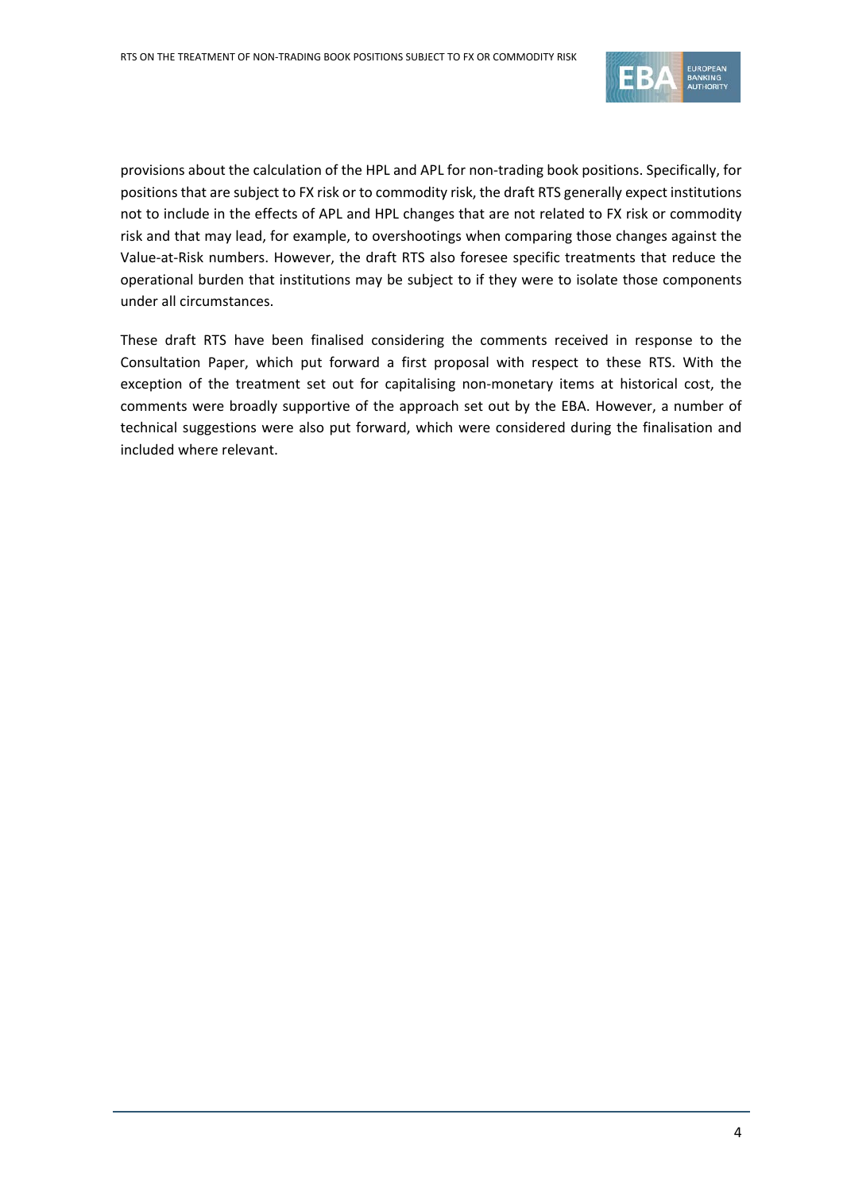provisions about the calculation of the HPL and APL for non-trading book positions. Specifically, for positions that are subject to FX risk or to commodity risk, the draft RTS generally expect institutions not to include in the effects of APL and HPL changes that are not related to FX risk or commodity risk and that may lead, for example, to overshootings when comparing those changes against the Value-at-Risk numbers. However, the draft RTS also foresee specific treatments that reduce the operational burden that institutions may be subject to if they were to isolate those components under all circumstances.

These draft RTS have been finalised considering the comments received in response to the Consultation Paper, which put forward a first proposal with respect to these RTS. With the exception of the treatment set out for capitalising non-monetary items at historical cost, the comments were broadly supportive of the approach set out by the EBA. However, a number of technical suggestions were also put forward, which were considered during the finalisation and included where relevant.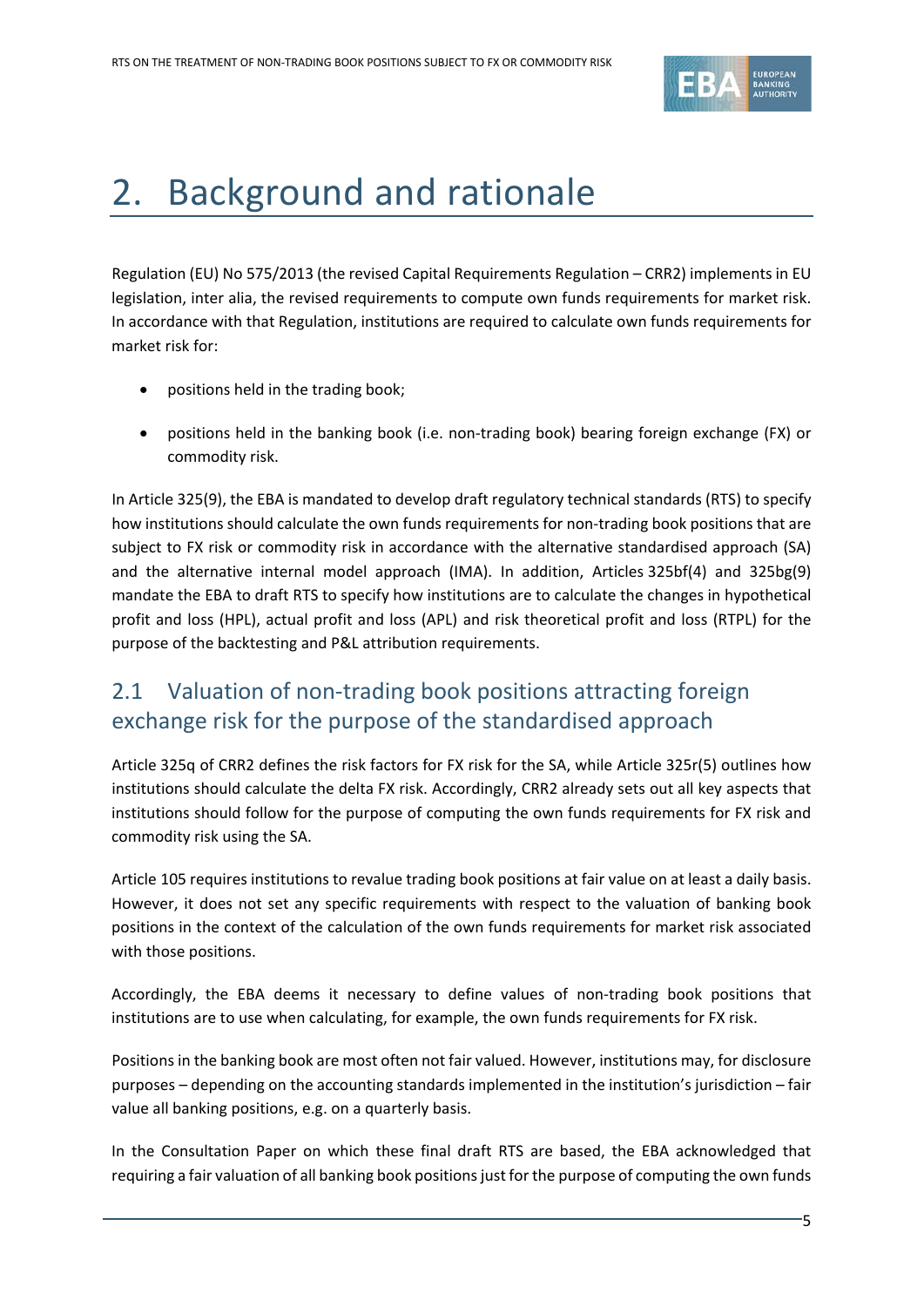# 2. Background and rationale

Regulation (EU) No 575/2013 (the revised Capital Requirements Regulation – CRR2) implements in EU legislation, inter alia, the revised requirements to compute own funds requirements for market risk. In accordance with that Regulation, institutions are required to calculate own funds requirements for market risk for:

- positions held in the trading book;
- positions held in the banking book (i.e. non-trading book) bearing foreign exchange (FX) or commodity risk.

In Article 325(9), the EBA is mandated to develop draft regulatory technical standards (RTS) to specify how institutions should calculate the own funds requirements for non-trading book positions that are subject to FX risk or commodity risk in accordance with the alternative standardised approach (SA) and the alternative internal model approach (IMA). In addition, Articles 325bf(4) and 325bg(9) mandate the EBA to draft RTS to specify how institutions are to calculate the changes in hypothetical profit and loss (HPL), actual profit and loss (APL) and risk theoretical profit and loss (RTPL) for the purpose of the backtesting and P&L attribution requirements.

## 2.1 Valuation of non-trading book positions attracting foreign exchange risk for the purpose of the standardised approach

Article 325q of CRR2 defines the risk factors for FX risk for the SA, while Article 325r(5) outlines how institutions should calculate the delta FX risk. Accordingly, CRR2 already sets out all key aspects that institutions should follow for the purpose of computing the own funds requirements for FX risk and commodity risk using the SA.

Article 105 requires institutions to revalue trading book positions at fair value on at least a daily basis. However, it does not set any specific requirements with respect to the valuation of banking book positions in the context of the calculation of the own funds requirements for market risk associated with those positions.

Accordingly, the EBA deems it necessary to define values of non-trading book positions that institutions are to use when calculating, for example, the own funds requirements for FX risk.

Positions in the banking book are most often not fair valued. However, institutions may, for disclosure purposes – depending on the accounting standards implemented in the institution's jurisdiction – fair value all banking positions, e.g. on a quarterly basis.

In the Consultation Paper on which these final draft RTS are based, the EBA acknowledged that requiring a fair valuation of all banking book positions just for the purpose of computing the own funds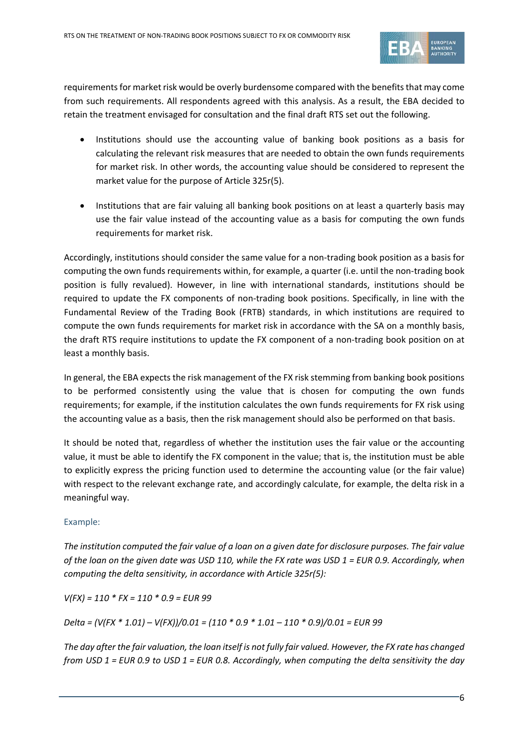requirements for market risk would be overly burdensome compared with the benefits that may come from such requirements. All respondents agreed with this analysis. As a result, the EBA decided to retain the treatment envisaged for consultation and the final draft RTS set out the following.

- Institutions should use the accounting value of banking book positions as a basis for calculating the relevant risk measures that are needed to obtain the own funds requirements for market risk. In other words, the accounting value should be considered to represent the market value for the purpose of Article 325r(5).
- Institutions that are fair valuing all banking book positions on at least a quarterly basis may use the fair value instead of the accounting value as a basis for computing the own funds requirements for market risk.

Accordingly, institutions should consider the same value for a non-trading book position as a basis for computing the own funds requirements within, for example, a quarter (i.e. until the non-trading book position is fully revalued). However, in line with international standards, institutions should be required to update the FX components of non-trading book positions. Specifically, in line with the Fundamental Review of the Trading Book (FRTB) standards, in which institutions are required to compute the own funds requirements for market risk in accordance with the SA on a monthly basis, the draft RTS require institutions to update the FX component of a non-trading book position on at least a monthly basis.

In general, the EBA expects the risk management of the FX risk stemming from banking book positions to be performed consistently using the value that is chosen for computing the own funds requirements; for example, if the institution calculates the own funds requirements for FX risk using the accounting value as a basis, then the risk management should also be performed on that basis.

It should be noted that, regardless of whether the institution uses the fair value or the accounting value, it must be able to identify the FX component in the value; that is, the institution must be able to explicitly express the pricing function used to determine the accounting value (or the fair value) with respect to the relevant exchange rate, and accordingly calculate, for example, the delta risk in a meaningful way.

Example:

*The institution computed the fair value of a loan on a given date for disclosure purposes. The fair value of the loan on the given date was USD 110, while the FX rate was USD 1 = EUR 0.9. Accordingly, when computing the delta sensitivity, in accordance with Article 325r(5):*

$V(FX) = 110 * FX = 110 * 0.9 = \text{EUR } 99$

$Delta = (V(FX * 1.01) – V(FX))/0.01 = (110 * 0.9 * 1.01 – 110 * 0.9)/0.01 = \text{EUR } 99$

*The day after the fair valuation, the loan itself is not fully fair valued. However, the FX rate has changed from USD 1 = EUR 0.9 to USD 1 = EUR 0.8. Accordingly, when computing the delta sensitivity the day*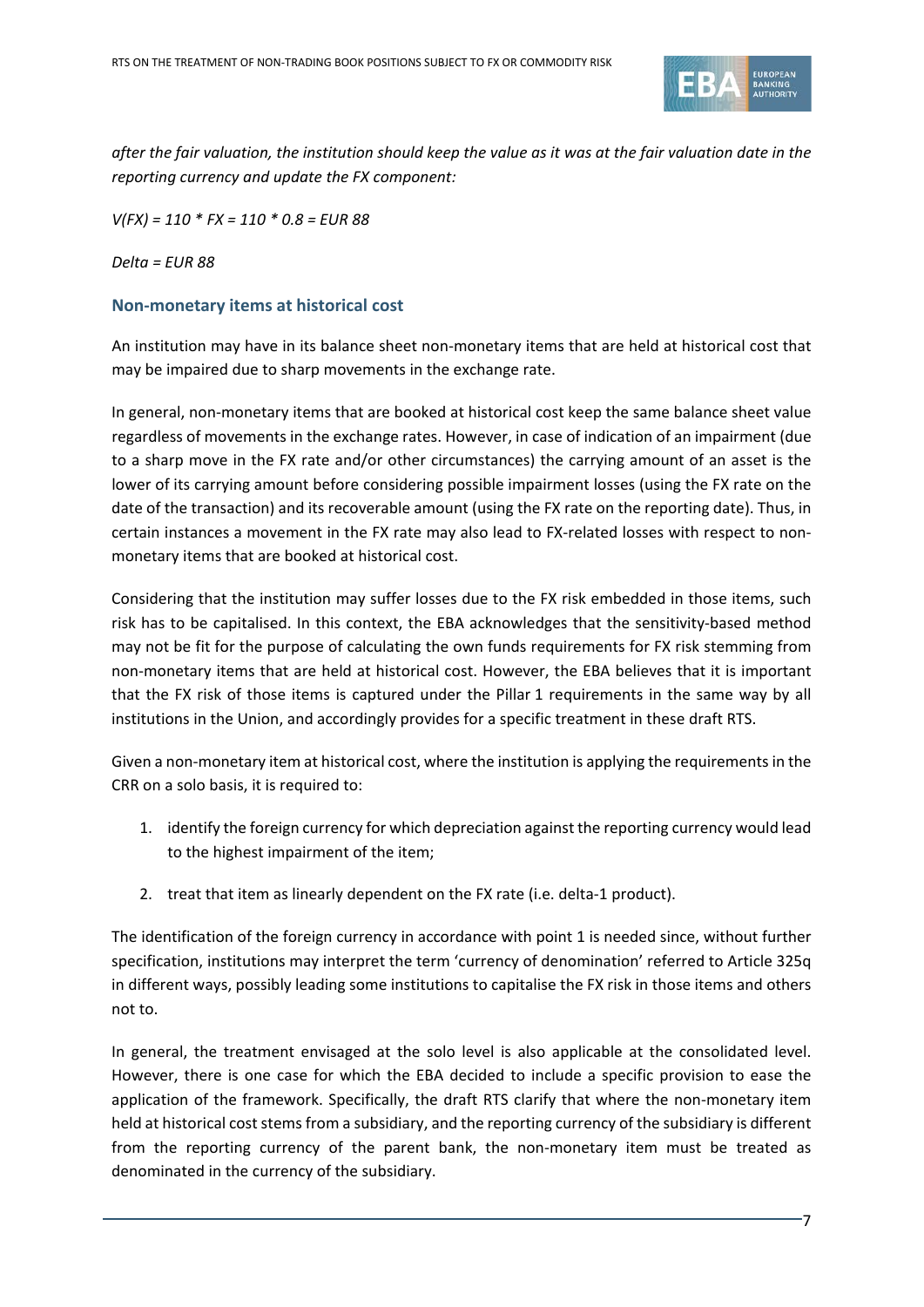*after the fair valuation, the institution should keep the value as it was at the fair valuation date in the reporting currency and update the FX component:*

*$V(FX) = 110 * FX = 110 * 0.8 = EUR\ 88$*

*Delta = EUR 88*

### Non-monetary items at historical cost

An institution may have in its balance sheet non-monetary items that are held at historical cost that may be impaired due to sharp movements in the exchange rate.

In general, non-monetary items that are booked at historical cost keep the same balance sheet value regardless of movements in the exchange rates. However, in case of indication of an impairment (due to a sharp move in the FX rate and/or other circumstances) the carrying amount of an asset is the lower of its carrying amount before considering possible impairment losses (using the FX rate on the date of the transaction) and its recoverable amount (using the FX rate on the reporting date). Thus, in certain instances a movement in the FX rate may also lead to FX-related losses with respect to non-monetary items that are booked at historical cost.

Considering that the institution may suffer losses due to the FX risk embedded in those items, such risk has to be capitalised. In this context, the EBA acknowledges that the sensitivity-based method may not be fit for the purpose of calculating the own funds requirements for FX risk stemming from non-monetary items that are held at historical cost. However, the EBA believes that it is important that the FX risk of those items is captured under the Pillar 1 requirements in the same way by all institutions in the Union, and accordingly provides for a specific treatment in these draft RTS.

Given a non-monetary item at historical cost, where the institution is applying the requirements in the CRR on a solo basis, it is required to:

1. identify the foreign currency for which depreciation against the reporting currency would lead to the highest impairment of the item;

2. treat that item as linearly dependent on the FX rate (i.e. delta-1 product).

The identification of the foreign currency in accordance with point 1 is needed since, without further specification, institutions may interpret the term 'currency of denomination' referred to Article 325q in different ways, possibly leading some institutions to capitalise the FX risk in those items and others not to.

In general, the treatment envisaged at the solo level is also applicable at the consolidated level. However, there is one case for which the EBA decided to include a specific provision to ease the application of the framework. Specifically, the draft RTS clarify that where the non-monetary item held at historical cost stems from a subsidiary, and the reporting currency of the subsidiary is different from the reporting currency of the parent bank, the non-monetary item must be treated as denominated in the currency of the subsidiary.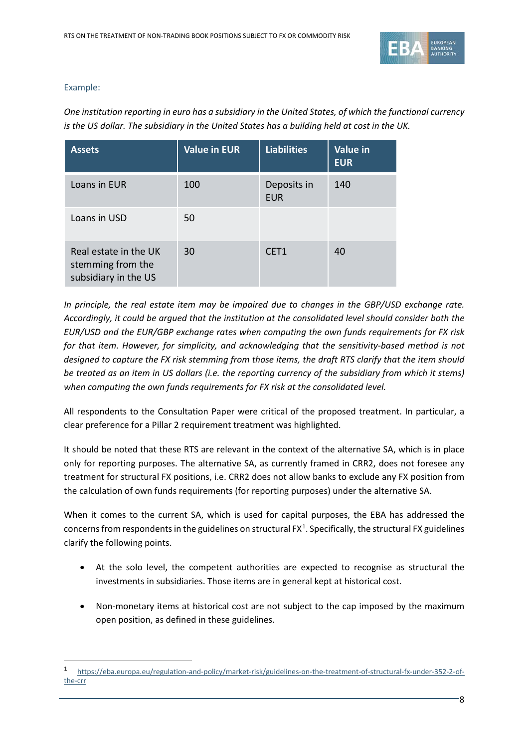Example:

*One institution reporting in euro has a subsidiary in the United States, of which the functional currency is the US dollar. The subsidiary in the United States has a building held at cost in the UK.*

| Assets | Value in EUR | Liabilities | Value in EUR |
|---|---|---|---|
| Loans in EUR | 100 | Deposits in EUR | 140 |
| Loans in USD | 50 | | |
| Real estate in the UK stemming from the subsidiary in the US | 30 | CET1 | 40 |

*In principle, the real estate item may be impaired due to changes in the GBP/USD exchange rate. Accordingly, it could be argued that the institution at the consolidated level should consider both the EUR/USD and the EUR/GBP exchange rates when computing the own funds requirements for FX risk for that item. However, for simplicity, and acknowledging that the sensitivity-based method is not designed to capture the FX risk stemming from those items, the draft RTS clarify that the item should be treated as an item in US dollars (i.e. the reporting currency of the subsidiary from which it stems) when computing the own funds requirements for FX risk at the consolidated level.*

All respondents to the Consultation Paper were critical of the proposed treatment. In particular, a clear preference for a Pillar 2 requirement treatment was highlighted.

It should be noted that these RTS are relevant in the context of the alternative SA, which is in place only for reporting purposes. The alternative SA, as currently framed in CRR2, does not foresee any treatment for structural FX positions, i.e. CRR2 does not allow banks to exclude any FX position from the calculation of own funds requirements (for reporting purposes) under the alternative SA.

When it comes to the current SA, which is used for capital purposes, the EBA has addressed the concerns from respondents in the guidelines on structural FX[1]. Specifically, the structural FX guidelines clarify the following points.

- At the solo level, the competent authorities are expected to recognise as structural the investments in subsidiaries. Those items are in general kept at historical cost.
- Non-monetary items at historical cost are not subject to the cap imposed by the maximum open position, as defined in these guidelines.

[1] https://eba.europa.eu/regulation-and-policy/market-risk/guidelines-on-the-treatment-of-structural-fx-under-352-2-of-the-crr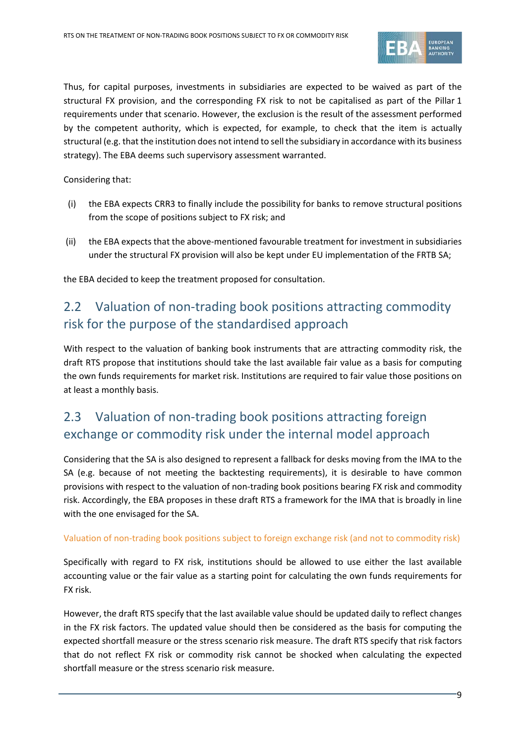Thus, for capital purposes, investments in subsidiaries are expected to be waived as part of the structural FX provision, and the corresponding FX risk to not be capitalised as part of the Pillar 1 requirements under that scenario. However, the exclusion is the result of the assessment performed by the competent authority, which is expected, for example, to check that the item is actually structural (e.g. that the institution does not intend to sell the subsidiary in accordance with its business strategy). The EBA deems such supervisory assessment warranted.

Considering that:

(i) the EBA expects CRR3 to finally include the possibility for banks to remove structural positions from the scope of positions subject to FX risk; and

(ii) the EBA expects that the above-mentioned favourable treatment for investment in subsidiaries under the structural FX provision will also be kept under EU implementation of the FRTB SA;

the EBA decided to keep the treatment proposed for consultation.

## 2.2 Valuation of non-trading book positions attracting commodity risk for the purpose of the standardised approach

With respect to the valuation of banking book instruments that are attracting commodity risk, the draft RTS propose that institutions should take the last available fair value as a basis for computing the own funds requirements for market risk. Institutions are required to fair value those positions on at least a monthly basis.

## 2.3 Valuation of non-trading book positions attracting foreign exchange or commodity risk under the internal model approach

Considering that the SA is also designed to represent a fallback for desks moving from the IMA to the SA (e.g. because of not meeting the backtesting requirements), it is desirable to have common provisions with respect to the valuation of non-trading book positions bearing FX risk and commodity risk. Accordingly, the EBA proposes in these draft RTS a framework for the IMA that is broadly in line with the one envisaged for the SA.

#### Valuation of non-trading book positions subject to foreign exchange risk (and not to commodity risk)

Specifically with regard to FX risk, institutions should be allowed to use either the last available accounting value or the fair value as a starting point for calculating the own funds requirements for FX risk.

However, the draft RTS specify that the last available value should be updated daily to reflect changes in the FX risk factors. The updated value should then be considered as the basis for computing the expected shortfall measure or the stress scenario risk measure. The draft RTS specify that risk factors that do not reflect FX risk or commodity risk cannot be shocked when calculating the expected shortfall measure or the stress scenario risk measure.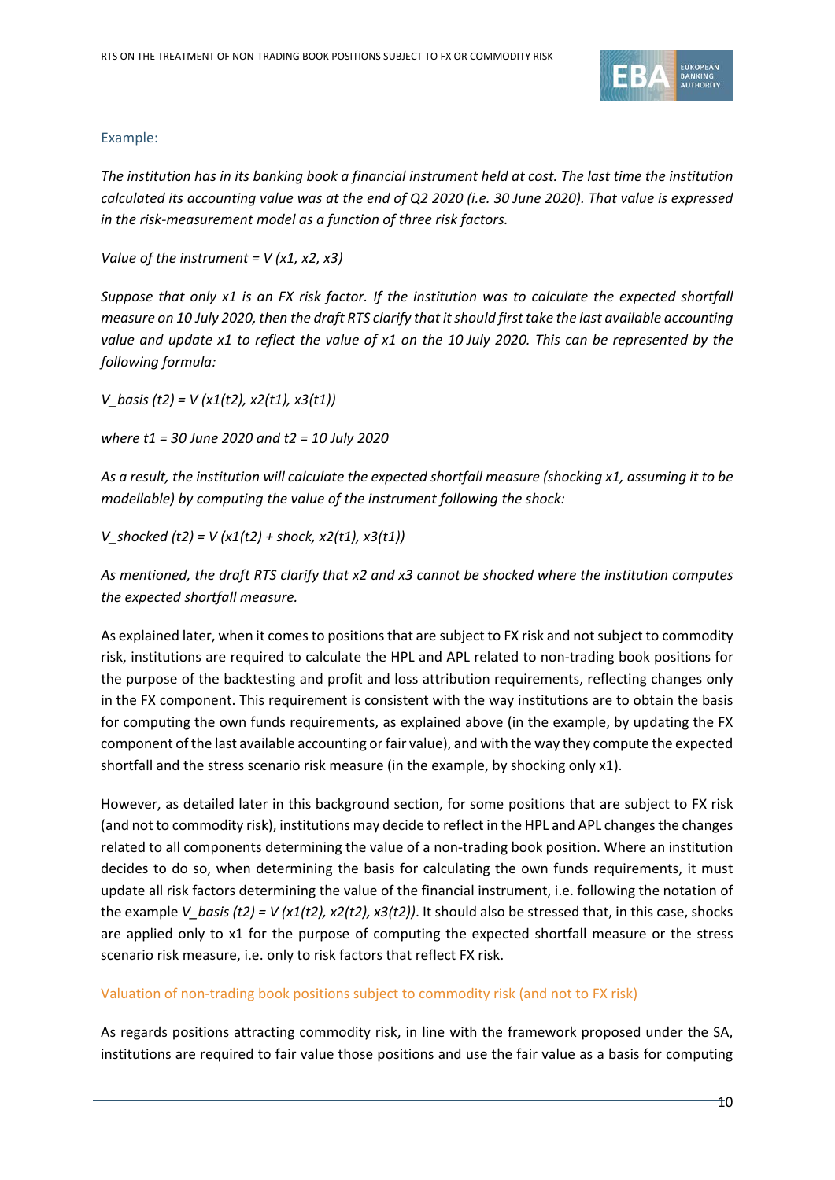Example:

*The institution has in its banking book a financial instrument held at cost. The last time the institution calculated its accounting value was at the end of Q2 2020 (i.e. 30 June 2020). That value is expressed in the risk-measurement model as a function of three risk factors.*

*Value of the instrument = $V(x1, x2, x3)$*

*Suppose that only x1 is an FX risk factor. If the institution was to calculate the expected shortfall measure on 10 July 2020, then the draft RTS clarify that it should first take the last available accounting value and update x1 to reflect the value of x1 on the 10 July 2020. This can be represented by the following formula:*

$$V\_basis(t2) = V(x1(t2), x2(t1), x3(t1))$$

*where t1 = 30 June 2020 and t2 = 10 July 2020*

*As a result, the institution will calculate the expected shortfall measure (shocking x1, assuming it to be modellable) by computing the value of the instrument following the shock:*

$$V\_shocked(t2) = V(x1(t2) + shock, x2(t1), x3(t1))$$

*As mentioned, the draft RTS clarify that x2 and x3 cannot be shocked where the institution computes the expected shortfall measure.*

As explained later, when it comes to positions that are subject to FX risk and not subject to commodity risk, institutions are required to calculate the HPL and APL related to non-trading book positions for the purpose of the backtesting and profit and loss attribution requirements, reflecting changes only in the FX component. This requirement is consistent with the way institutions are to obtain the basis for computing the own funds requirements, as explained above (in the example, by updating the FX component of the last available accounting or fair value), and with the way they compute the expected shortfall and the stress scenario risk measure (in the example, by shocking only x1).

However, as detailed later in this background section, for some positions that are subject to FX risk (and not to commodity risk), institutions may decide to reflect in the HPL and APL changes the changes related to all components determining the value of a non-trading book position. Where an institution decides to do so, when determining the basis for calculating the own funds requirements, it must update all risk factors determining the value of the financial instrument, i.e. following the notation of the example *$V\_basis(t2) = V(x1(t2), x2(t2), x3(t2))$*. It should also be stressed that, in this case, shocks are applied only to x1 for the purpose of computing the expected shortfall measure or the stress scenario risk measure, i.e. only to risk factors that reflect FX risk.

### Valuation of non-trading book positions subject to commodity risk (and not to FX risk)

As regards positions attracting commodity risk, in line with the framework proposed under the SA, institutions are required to fair value those positions and use the fair value as a basis for computing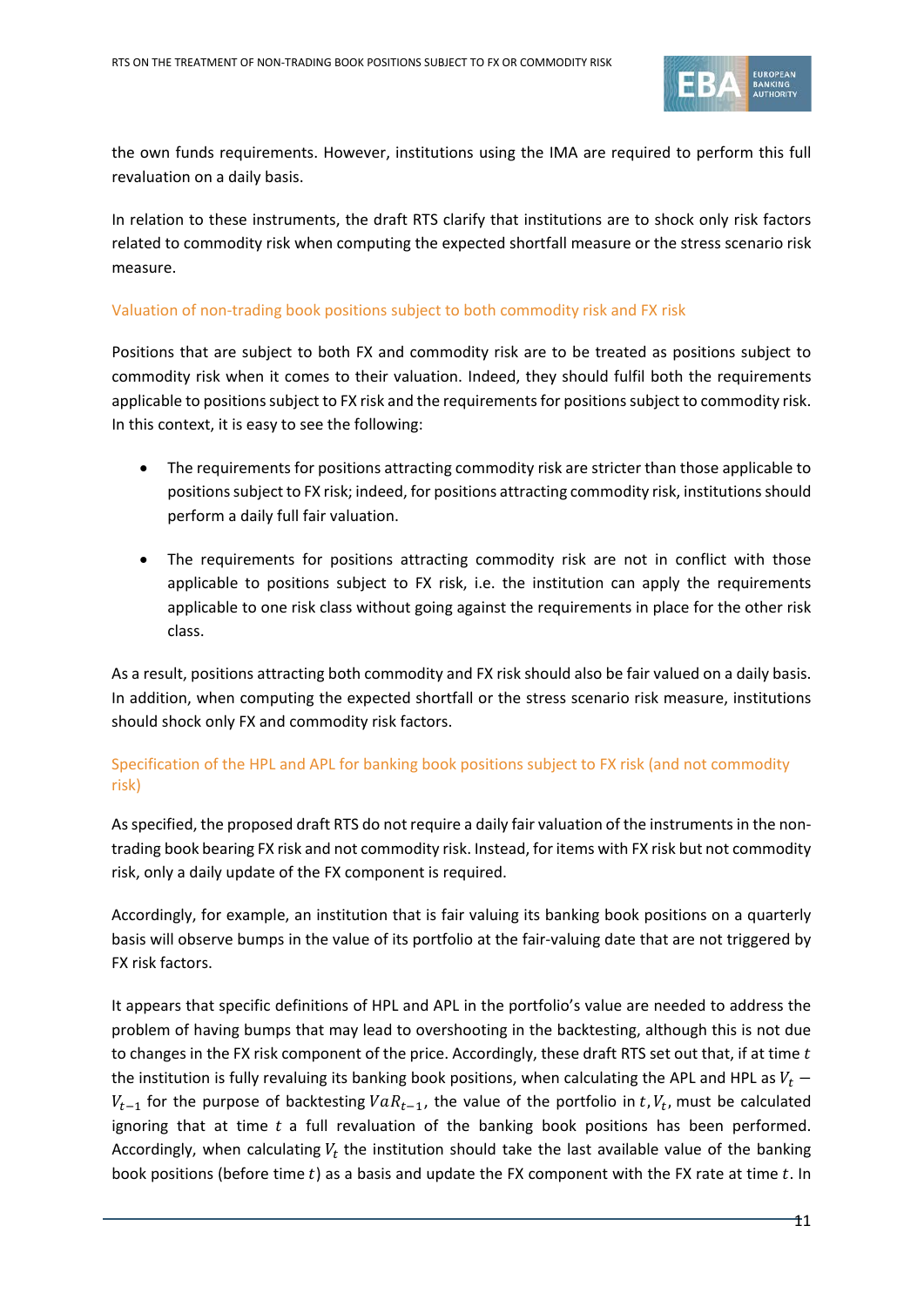the own funds requirements. However, institutions using the IMA are required to perform this full revaluation on a daily basis.

In relation to these instruments, the draft RTS clarify that institutions are to shock only risk factors related to commodity risk when computing the expected shortfall measure or the stress scenario risk measure.

### Valuation of non-trading book positions subject to both commodity risk and FX risk

Positions that are subject to both FX and commodity risk are to be treated as positions subject to commodity risk when it comes to their valuation. Indeed, they should fulfil both the requirements applicable to positions subject to FX risk and the requirements for positions subject to commodity risk. In this context, it is easy to see the following:

- The requirements for positions attracting commodity risk are stricter than those applicable to positions subject to FX risk; indeed, for positions attracting commodity risk, institutions should perform a daily full fair valuation.
- The requirements for positions attracting commodity risk are not in conflict with those applicable to positions subject to FX risk, i.e. the institution can apply the requirements applicable to one risk class without going against the requirements in place for the other risk class.

As a result, positions attracting both commodity and FX risk should also be fair valued on a daily basis. In addition, when computing the expected shortfall or the stress scenario risk measure, institutions should shock only FX and commodity risk factors.

### Specification of the HPL and APL for banking book positions subject to FX risk (and not commodity risk)

As specified, the proposed draft RTS do not require a daily fair valuation of the instruments in the non-trading book bearing FX risk and not commodity risk. Instead, for items with FX risk but not commodity risk, only a daily update of the FX component is required.

Accordingly, for example, an institution that is fair valuing its banking book positions on a quarterly basis will observe bumps in the value of its portfolio at the fair-valuing date that are not triggered by FX risk factors.

It appears that specific definitions of HPL and APL in the portfolio's value are needed to address the problem of having bumps that may lead to overshooting in the backtesting, although this is not due to changes in the FX risk component of the price. Accordingly, these draft RTS set out that, if at time $t$ the institution is fully revaluing its banking book positions, when calculating the APL and HPL as $V_t - V_{t-1}$ for the purpose of backtesting $VaR_{t-1}$, the value of the portfolio in $t, V_t$, must be calculated ignoring that at time $t$ a full revaluation of the banking book positions has been performed. Accordingly, when calculating $V_t$ the institution should take the last available value of the banking book positions (before time $t$) as a basis and update the FX component with the FX rate at time $t$. In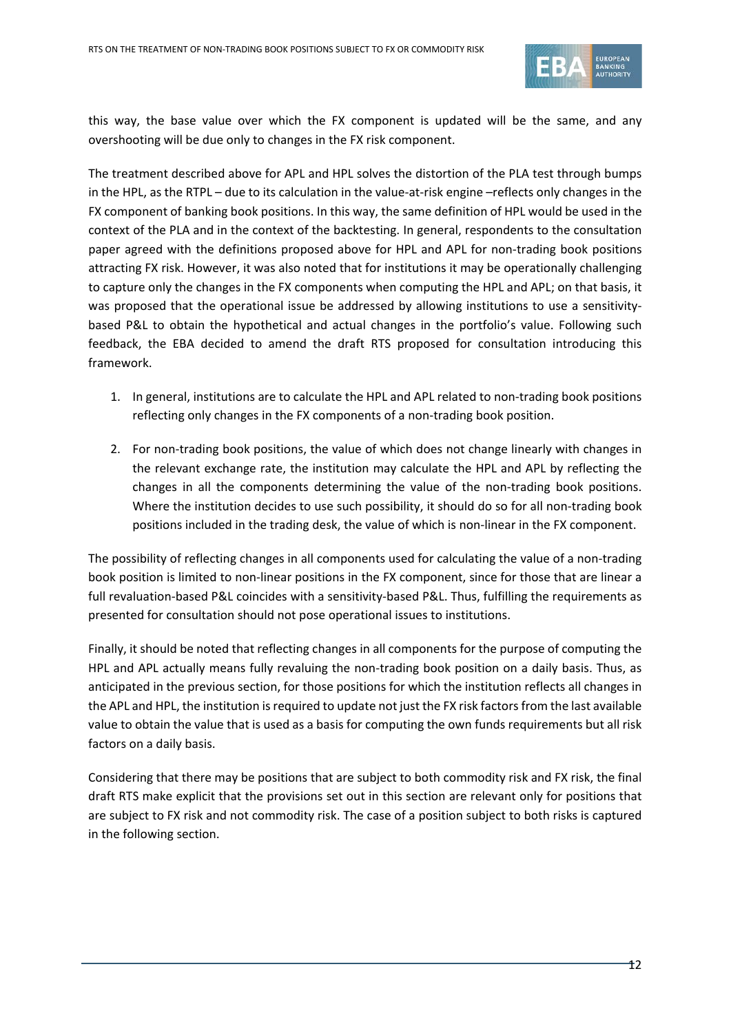this way, the base value over which the FX component is updated will be the same, and any overshooting will be due only to changes in the FX risk component.

The treatment described above for APL and HPL solves the distortion of the PLA test through bumps in the HPL, as the RTPL – due to its calculation in the value-at-risk engine –reflects only changes in the FX component of banking book positions. In this way, the same definition of HPL would be used in the context of the PLA and in the context of the backtesting. In general, respondents to the consultation paper agreed with the definitions proposed above for HPL and APL for non-trading book positions attracting FX risk. However, it was also noted that for institutions it may be operationally challenging to capture only the changes in the FX components when computing the HPL and APL; on that basis, it was proposed that the operational issue be addressed by allowing institutions to use a sensitivity-based P&L to obtain the hypothetical and actual changes in the portfolio's value. Following such feedback, the EBA decided to amend the draft RTS proposed for consultation introducing this framework.

1. In general, institutions are to calculate the HPL and APL related to non-trading book positions reflecting only changes in the FX components of a non-trading book position.
2. For non-trading book positions, the value of which does not change linearly with changes in the relevant exchange rate, the institution may calculate the HPL and APL by reflecting the changes in all the components determining the value of the non-trading book positions. Where the institution decides to use such possibility, it should do so for all non-trading book positions included in the trading desk, the value of which is non-linear in the FX component.

The possibility of reflecting changes in all components used for calculating the value of a non-trading book position is limited to non-linear positions in the FX component, since for those that are linear a full revaluation-based P&L coincides with a sensitivity-based P&L. Thus, fulfilling the requirements as presented for consultation should not pose operational issues to institutions.

Finally, it should be noted that reflecting changes in all components for the purpose of computing the HPL and APL actually means fully revaluing the non-trading book position on a daily basis. Thus, as anticipated in the previous section, for those positions for which the institution reflects all changes in the APL and HPL, the institution is required to update not just the FX risk factors from the last available value to obtain the value that is used as a basis for computing the own funds requirements but all risk factors on a daily basis.

Considering that there may be positions that are subject to both commodity risk and FX risk, the final draft RTS make explicit that the provisions set out in this section are relevant only for positions that are subject to FX risk and not commodity risk. The case of a position subject to both risks is captured in the following section.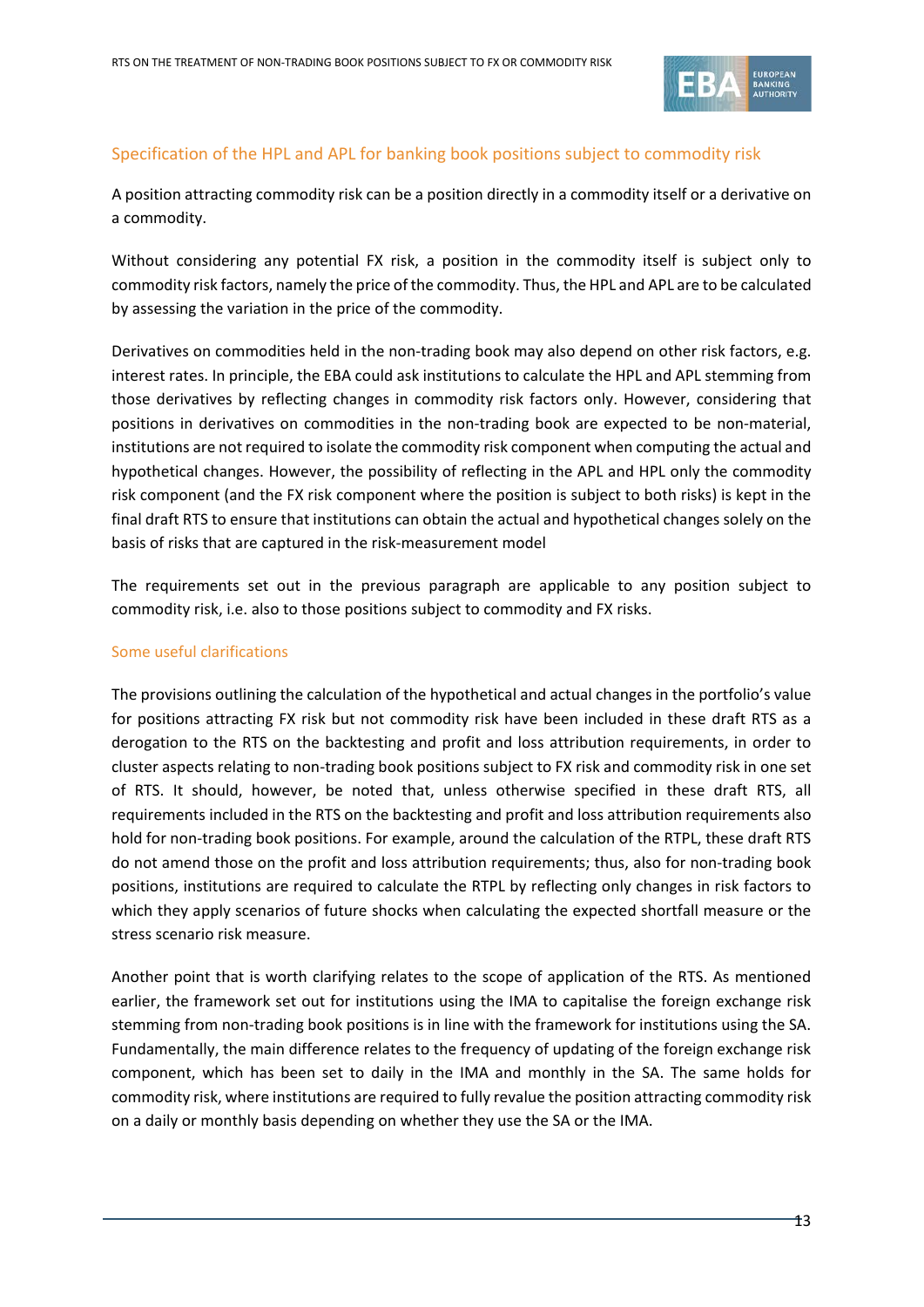## Specification of the HPL and APL for banking book positions subject to commodity risk

A position attracting commodity risk can be a position directly in a commodity itself or a derivative on a commodity.

Without considering any potential FX risk, a position in the commodity itself is subject only to commodity risk factors, namely the price of the commodity. Thus, the HPL and APL are to be calculated by assessing the variation in the price of the commodity.

Derivatives on commodities held in the non-trading book may also depend on other risk factors, e.g. interest rates. In principle, the EBA could ask institutions to calculate the HPL and APL stemming from those derivatives by reflecting changes in commodity risk factors only. However, considering that positions in derivatives on commodities in the non-trading book are expected to be non-material, institutions are not required to isolate the commodity risk component when computing the actual and hypothetical changes. However, the possibility of reflecting in the APL and HPL only the commodity risk component (and the FX risk component where the position is subject to both risks) is kept in the final draft RTS to ensure that institutions can obtain the actual and hypothetical changes solely on the basis of risks that are captured in the risk-measurement model

The requirements set out in the previous paragraph are applicable to any position subject to commodity risk, i.e. also to those positions subject to commodity and FX risks.

## Some useful clarifications

The provisions outlining the calculation of the hypothetical and actual changes in the portfolio's value for positions attracting FX risk but not commodity risk have been included in these draft RTS as a derogation to the RTS on the backtesting and profit and loss attribution requirements, in order to cluster aspects relating to non-trading book positions subject to FX risk and commodity risk in one set of RTS. It should, however, be noted that, unless otherwise specified in these draft RTS, all requirements included in the RTS on the backtesting and profit and loss attribution requirements also hold for non-trading book positions. For example, around the calculation of the RTPL, these draft RTS do not amend those on the profit and loss attribution requirements; thus, also for non-trading book positions, institutions are required to calculate the RTPL by reflecting only changes in risk factors to which they apply scenarios of future shocks when calculating the expected shortfall measure or the stress scenario risk measure.

Another point that is worth clarifying relates to the scope of application of the RTS. As mentioned earlier, the framework set out for institutions using the IMA to capitalise the foreign exchange risk stemming from non-trading book positions is in line with the framework for institutions using the SA. Fundamentally, the main difference relates to the frequency of updating of the foreign exchange risk component, which has been set to daily in the IMA and monthly in the SA. The same holds for commodity risk, where institutions are required to fully revalue the position attracting commodity risk on a daily or monthly basis depending on whether they use the SA or the IMA.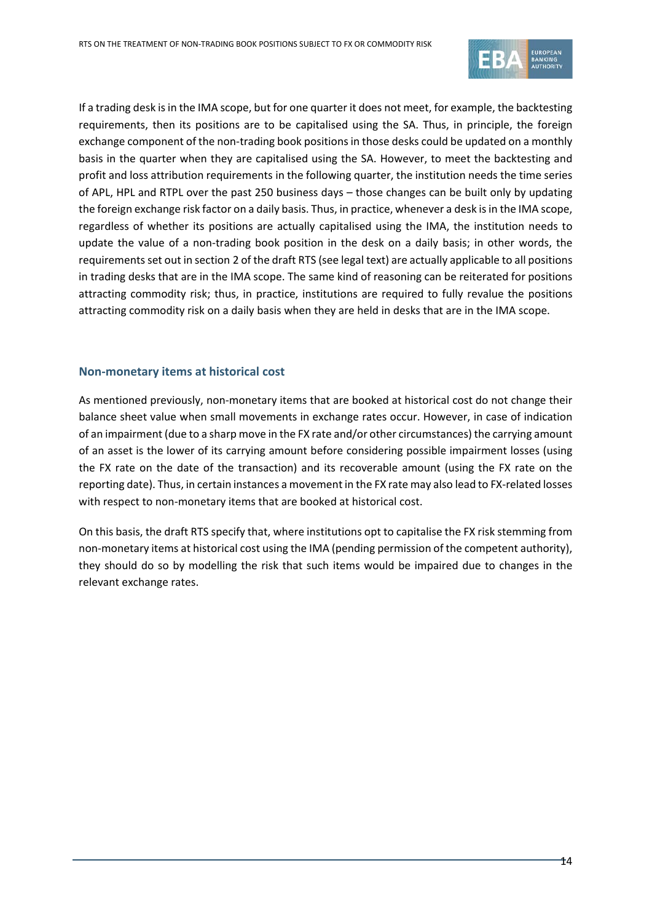If a trading desk is in the IMA scope, but for one quarter it does not meet, for example, the backtesting requirements, then its positions are to be capitalised using the SA. Thus, in principle, the foreign exchange component of the non-trading book positions in those desks could be updated on a monthly basis in the quarter when they are capitalised using the SA. However, to meet the backtesting and profit and loss attribution requirements in the following quarter, the institution needs the time series of APL, HPL and RTPL over the past 250 business days – those changes can be built only by updating the foreign exchange risk factor on a daily basis. Thus, in practice, whenever a desk is in the IMA scope, regardless of whether its positions are actually capitalised using the IMA, the institution needs to update the value of a non-trading book position in the desk on a daily basis; in other words, the requirements set out in section 2 of the draft RTS (see legal text) are actually applicable to all positions in trading desks that are in the IMA scope. The same kind of reasoning can be reiterated for positions attracting commodity risk; thus, in practice, institutions are required to fully revalue the positions attracting commodity risk on a daily basis when they are held in desks that are in the IMA scope.

### Non-monetary items at historical cost

As mentioned previously, non-monetary items that are booked at historical cost do not change their balance sheet value when small movements in exchange rates occur. However, in case of indication of an impairment (due to a sharp move in the FX rate and/or other circumstances) the carrying amount of an asset is the lower of its carrying amount before considering possible impairment losses (using the FX rate on the date of the transaction) and its recoverable amount (using the FX rate on the reporting date). Thus, in certain instances a movement in the FX rate may also lead to FX-related losses with respect to non-monetary items that are booked at historical cost.

On this basis, the draft RTS specify that, where institutions opt to capitalise the FX risk stemming from non-monetary items at historical cost using the IMA (pending permission of the competent authority), they should do so by modelling the risk that such items would be impaired due to changes in the relevant exchange rates.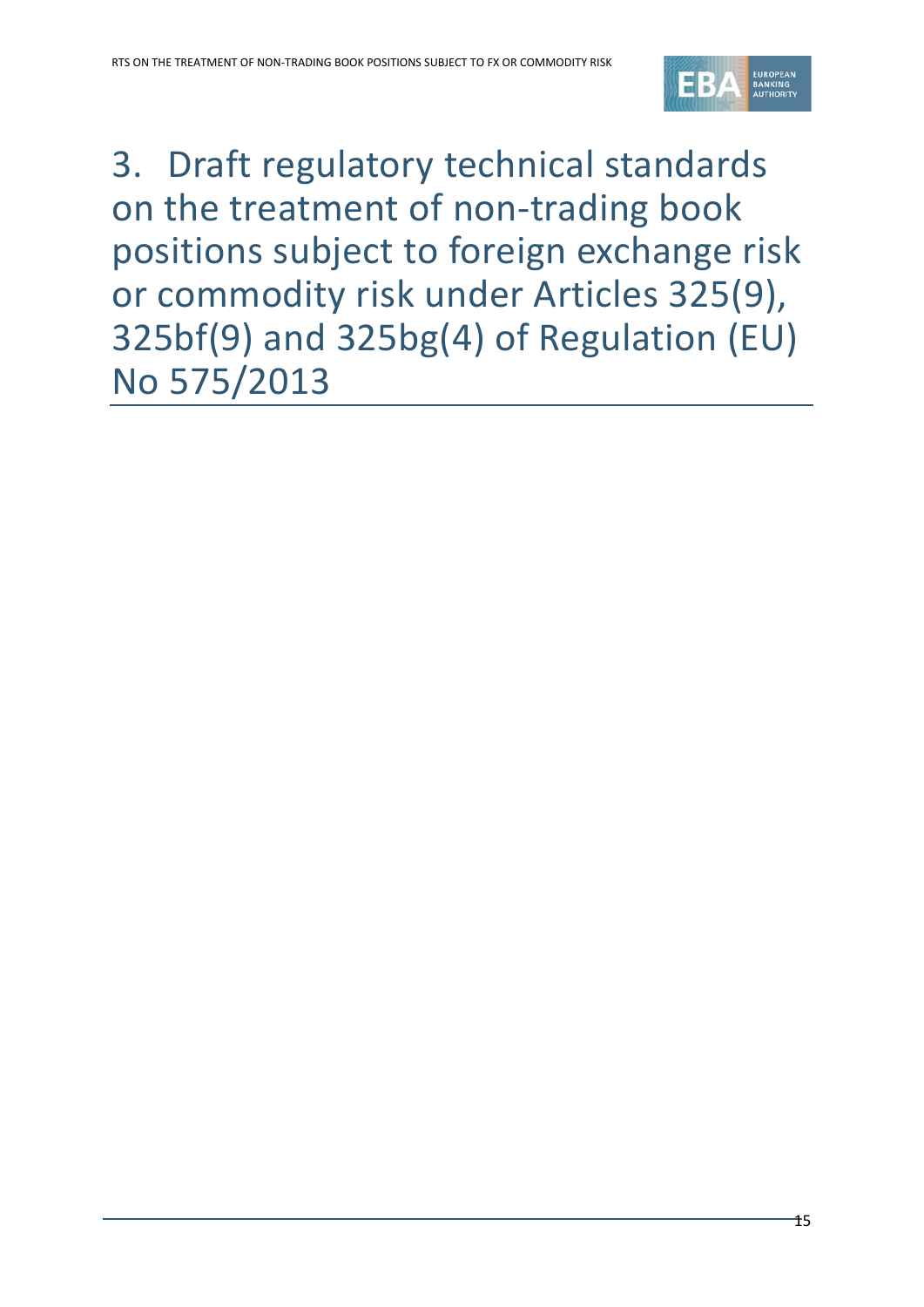# 3. Draft regulatory technical standards on the treatment of non-trading book positions subject to foreign exchange risk or commodity risk under Articles 325(9), 325bf(9) and 325bg(4) of Regulation (EU) No 575/2013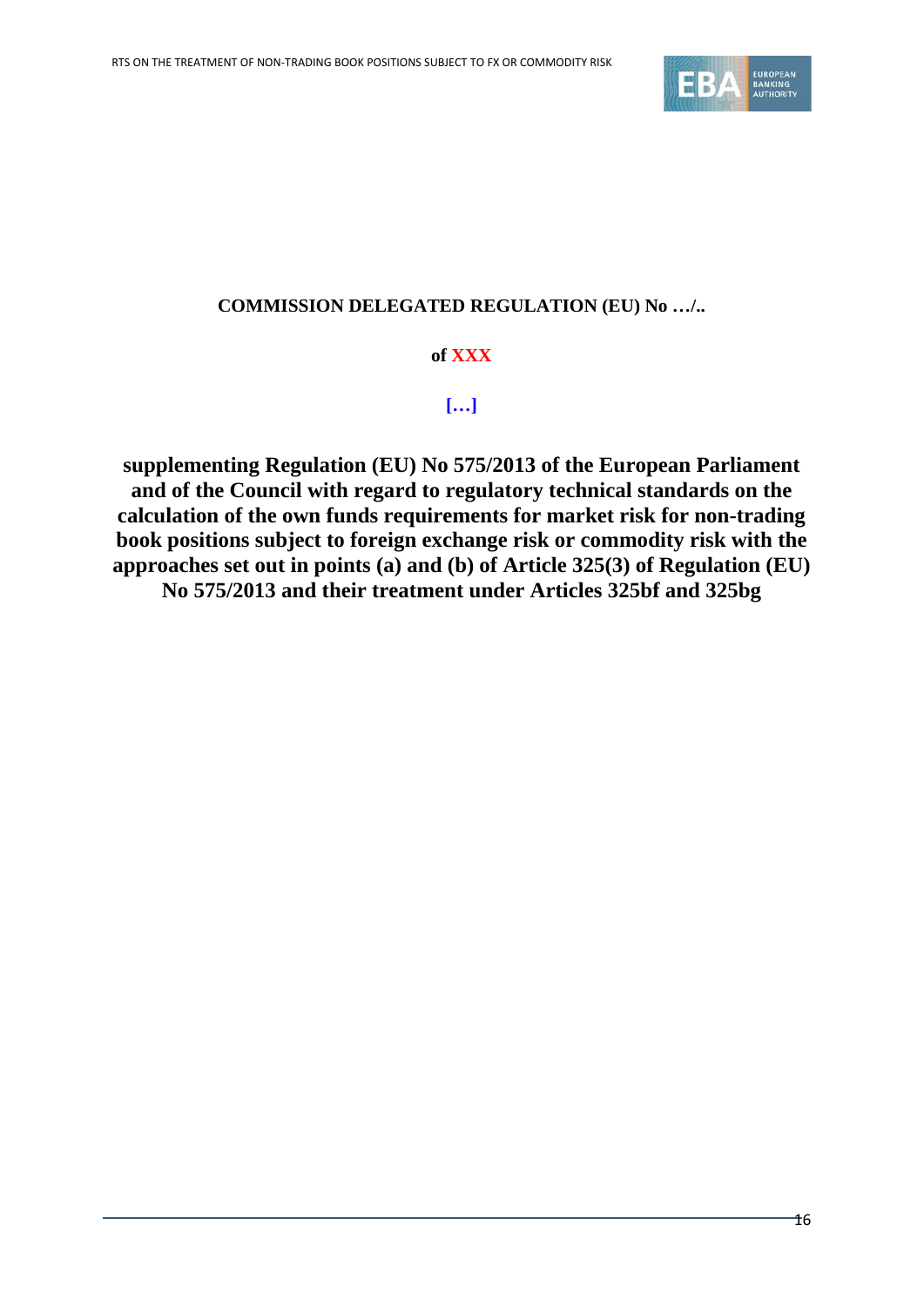**COMMISSION DELEGATED REGULATION (EU) No …/..**

**of XXX**

**[…]**

**supplementing Regulation (EU) No 575/2013 of the European Parliament and of the Council with regard to regulatory technical standards on the calculation of the own funds requirements for market risk for non-trading book positions subject to foreign exchange risk or commodity risk with the approaches set out in points (a) and (b) of Article 325(3) of Regulation (EU) No 575/2013 and their treatment under Articles 325bf and 325bg**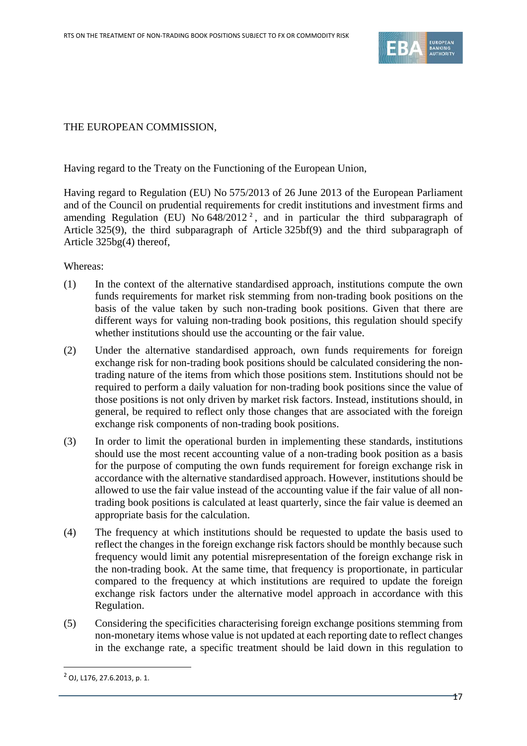THE EUROPEAN COMMISSION,

Having regard to the Treaty on the Functioning of the European Union,

Having regard to Regulation (EU) No 575/2013 of 26 June 2013 of the European Parliament and of the Council on prudential requirements for credit institutions and investment firms and amending Regulation (EU) No 648/2012 [2], and in particular the third subparagraph of Article 325(9), the third subparagraph of Article 325bf(9) and the third subparagraph of Article 325bg(4) thereof,

Whereas:

(1) In the context of the alternative standardised approach, institutions compute the own funds requirements for market risk stemming from non-trading book positions on the basis of the value taken by such non-trading book positions. Given that there are different ways for valuing non-trading book positions, this regulation should specify whether institutions should use the accounting or the fair value.

(2) Under the alternative standardised approach, own funds requirements for foreign exchange risk for non-trading book positions should be calculated considering the non-trading nature of the items from which those positions stem. Institutions should not be required to perform a daily valuation for non-trading book positions since the value of those positions is not only driven by market risk factors. Instead, institutions should, in general, be required to reflect only those changes that are associated with the foreign exchange risk components of non-trading book positions.

(3) In order to limit the operational burden in implementing these standards, institutions should use the most recent accounting value of a non-trading book position as a basis for the purpose of computing the own funds requirement for foreign exchange risk in accordance with the alternative standardised approach. However, institutions should be allowed to use the fair value instead of the accounting value if the fair value of all non-trading book positions is calculated at least quarterly, since the fair value is deemed an appropriate basis for the calculation.

(4) The frequency at which institutions should be requested to update the basis used to reflect the changes in the foreign exchange risk factors should be monthly because such frequency would limit any potential misrepresentation of the foreign exchange risk in the non-trading book. At the same time, that frequency is proportionate, in particular compared to the frequency at which institutions are required to update the foreign exchange risk factors under the alternative model approach in accordance with this Regulation.

(5) Considering the specificities characterising foreign exchange positions stemming from non-monetary items whose value is not updated at each reporting date to reflect changes in the exchange rate, a specific treatment should be laid down in this regulation to

[2] OJ, L176, 27.6.2013, p. 1.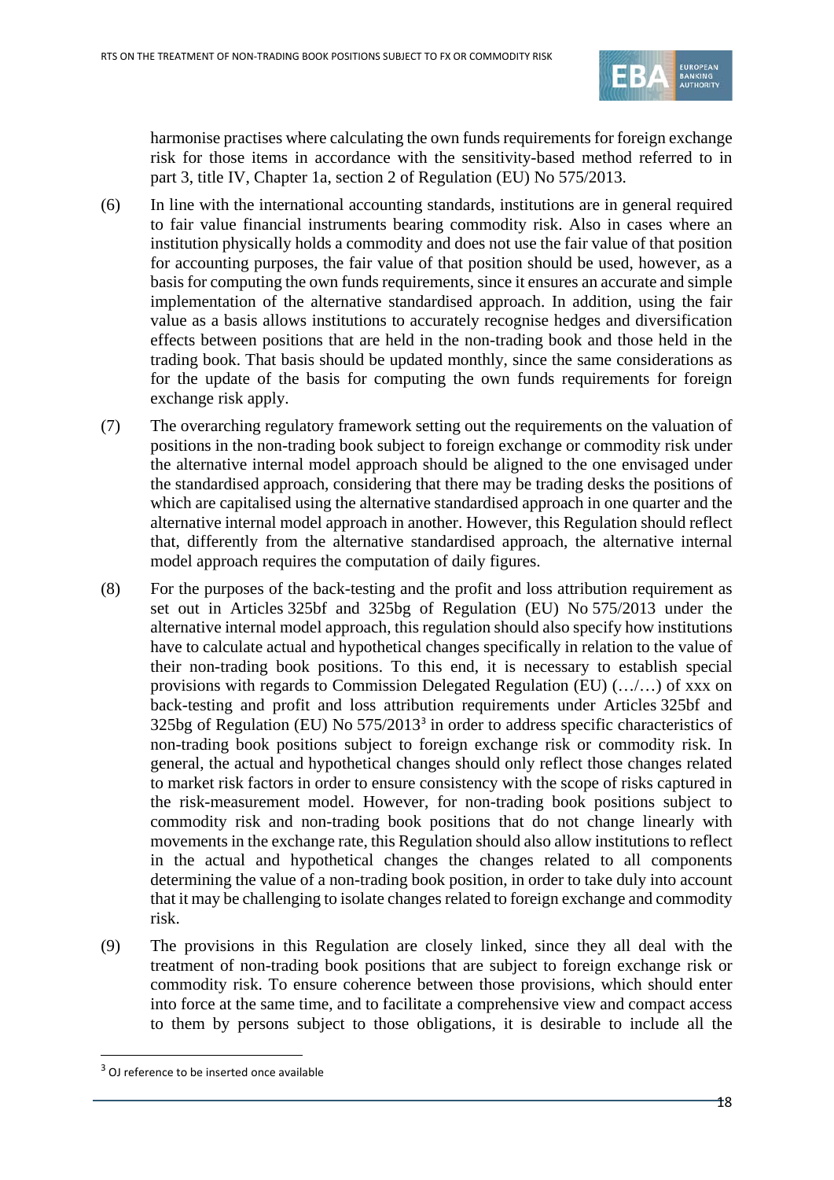harmonise practises where calculating the own funds requirements for foreign exchange risk for those items in accordance with the sensitivity-based method referred to in part 3, title IV, Chapter 1a, section 2 of Regulation (EU) No 575/2013.

(6) In line with the international accounting standards, institutions are in general required to fair value financial instruments bearing commodity risk. Also in cases where an institution physically holds a commodity and does not use the fair value of that position for accounting purposes, the fair value of that position should be used, however, as a basis for computing the own funds requirements, since it ensures an accurate and simple implementation of the alternative standardised approach. In addition, using the fair value as a basis allows institutions to accurately recognise hedges and diversification effects between positions that are held in the non-trading book and those held in the trading book. That basis should be updated monthly, since the same considerations as for the update of the basis for computing the own funds requirements for foreign exchange risk apply.

(7) The overarching regulatory framework setting out the requirements on the valuation of positions in the non-trading book subject to foreign exchange or commodity risk under the alternative internal model approach should be aligned to the one envisaged under the standardised approach, considering that there may be trading desks the positions of which are capitalised using the alternative standardised approach in one quarter and the alternative internal model approach in another. However, this Regulation should reflect that, differently from the alternative standardised approach, the alternative internal model approach requires the computation of daily figures.

(8) For the purposes of the back-testing and the profit and loss attribution requirement as set out in Articles 325bf and 325bg of Regulation (EU) No 575/2013 under the alternative internal model approach, this regulation should also specify how institutions have to calculate actual and hypothetical changes specifically in relation to the value of their non-trading book positions. To this end, it is necessary to establish special provisions with regards to Commission Delegated Regulation (EU) (…/…) of xxx on back-testing and profit and loss attribution requirements under Articles 325bf and 325bg of Regulation (EU) No 575/2013[3] in order to address specific characteristics of non-trading book positions subject to foreign exchange risk or commodity risk. In general, the actual and hypothetical changes should only reflect those changes related to market risk factors in order to ensure consistency with the scope of risks captured in the risk-measurement model. However, for non-trading book positions subject to commodity risk and non-trading book positions that do not change linearly with movements in the exchange rate, this Regulation should also allow institutions to reflect in the actual and hypothetical changes the changes related to all components determining the value of a non-trading book position, in order to take duly into account that it may be challenging to isolate changes related to foreign exchange and commodity risk.

(9) The provisions in this Regulation are closely linked, since they all deal with the treatment of non-trading book positions that are subject to foreign exchange risk or commodity risk. To ensure coherence between those provisions, which should enter into force at the same time, and to facilitate a comprehensive view and compact access to them by persons subject to those obligations, it is desirable to include all the

[3] OJ reference to be inserted once available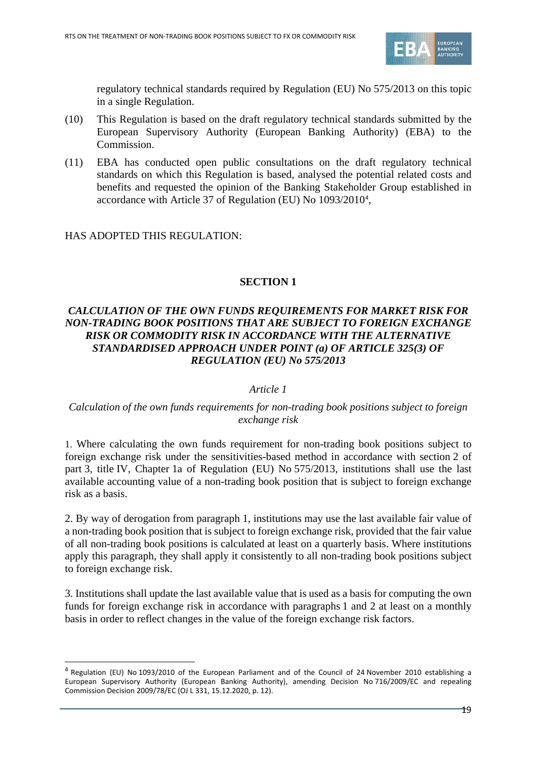regulatory technical standards required by Regulation (EU) No 575/2013 on this topic in a single Regulation.

(10) This Regulation is based on the draft regulatory technical standards submitted by the European Supervisory Authority (European Banking Authority) (EBA) to the Commission.

(11) EBA has conducted open public consultations on the draft regulatory technical standards on which this Regulation is based, analysed the potential related costs and benefits and requested the opinion of the Banking Stakeholder Group established in accordance with Article 37 of Regulation (EU) No 1093/2010[4],

HAS ADOPTED THIS REGULATION:

## SECTION 1

### *CALCULATION OF THE OWN FUNDS REQUIREMENTS FOR MARKET RISK FOR NON-TRADING BOOK POSITIONS THAT ARE SUBJECT TO FOREIGN EXCHANGE RISK OR COMMODITY RISK IN ACCORDANCE WITH THE ALTERNATIVE STANDARDISED APPROACH UNDER POINT (a) OF ARTICLE 325(3) OF REGULATION (EU) No 575/2013*

*Article 1*

*Calculation of the own funds requirements for non-trading book positions subject to foreign exchange risk*

1. Where calculating the own funds requirement for non-trading book positions subject to foreign exchange risk under the sensitivities-based method in accordance with section 2 of part 3, title IV, Chapter 1a of Regulation (EU) No 575/2013, institutions shall use the last available accounting value of a non-trading book position that is subject to foreign exchange risk as a basis.

2. By way of derogation from paragraph 1, institutions may use the last available fair value of a non-trading book position that is subject to foreign exchange risk, provided that the fair value of all non-trading book positions is calculated at least on a quarterly basis. Where institutions apply this paragraph, they shall apply it consistently to all non-trading book positions subject to foreign exchange risk.

3. Institutions shall update the last available value that is used as a basis for computing the own funds for foreign exchange risk in accordance with paragraphs 1 and 2 at least on a monthly basis in order to reflect changes in the value of the foreign exchange risk factors.

---

[4] Regulation (EU) No 1093/2010 of the European Parliament and of the Council of 24 November 2010 establishing a European Supervisory Authority (European Banking Authority), amending Decision No 716/2009/EC and repealing Commission Decision 2009/78/EC (OJ L 331, 15.12.2020, p. 12).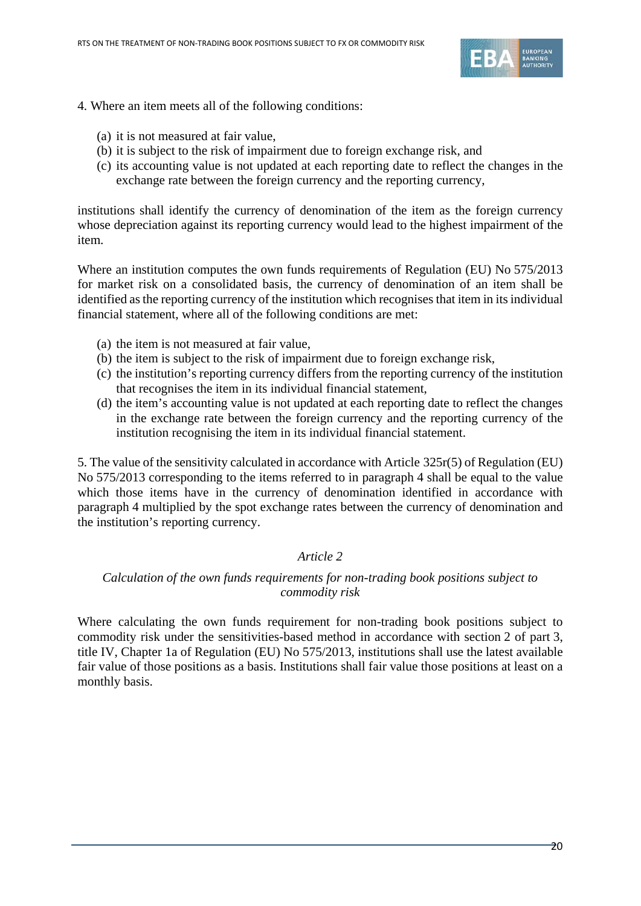4. Where an item meets all of the following conditions:

(a) it is not measured at fair value,
(b) it is subject to the risk of impairment due to foreign exchange risk, and
(c) its accounting value is not updated at each reporting date to reflect the changes in the exchange rate between the foreign currency and the reporting currency,

institutions shall identify the currency of denomination of the item as the foreign currency whose depreciation against its reporting currency would lead to the highest impairment of the item.

Where an institution computes the own funds requirements of Regulation (EU) No 575/2013 for market risk on a consolidated basis, the currency of denomination of an item shall be identified as the reporting currency of the institution which recognises that item in its individual financial statement, where all of the following conditions are met:

(a) the item is not measured at fair value,
(b) the item is subject to the risk of impairment due to foreign exchange risk,
(c) the institution's reporting currency differs from the reporting currency of the institution that recognises the item in its individual financial statement,
(d) the item's accounting value is not updated at each reporting date to reflect the changes in the exchange rate between the foreign currency and the reporting currency of the institution recognising the item in its individual financial statement.

5. The value of the sensitivity calculated in accordance with Article 325r(5) of Regulation (EU) No 575/2013 corresponding to the items referred to in paragraph 4 shall be equal to the value which those items have in the currency of denomination identified in accordance with paragraph 4 multiplied by the spot exchange rates between the currency of denomination and the institution's reporting currency.

*Article 2*

*Calculation of the own funds requirements for non-trading book positions subject to commodity risk*

Where calculating the own funds requirement for non-trading book positions subject to commodity risk under the sensitivities-based method in accordance with section 2 of part 3, title IV, Chapter 1a of Regulation (EU) No 575/2013, institutions shall use the latest available fair value of those positions as a basis. Institutions shall fair value those positions at least on a monthly basis.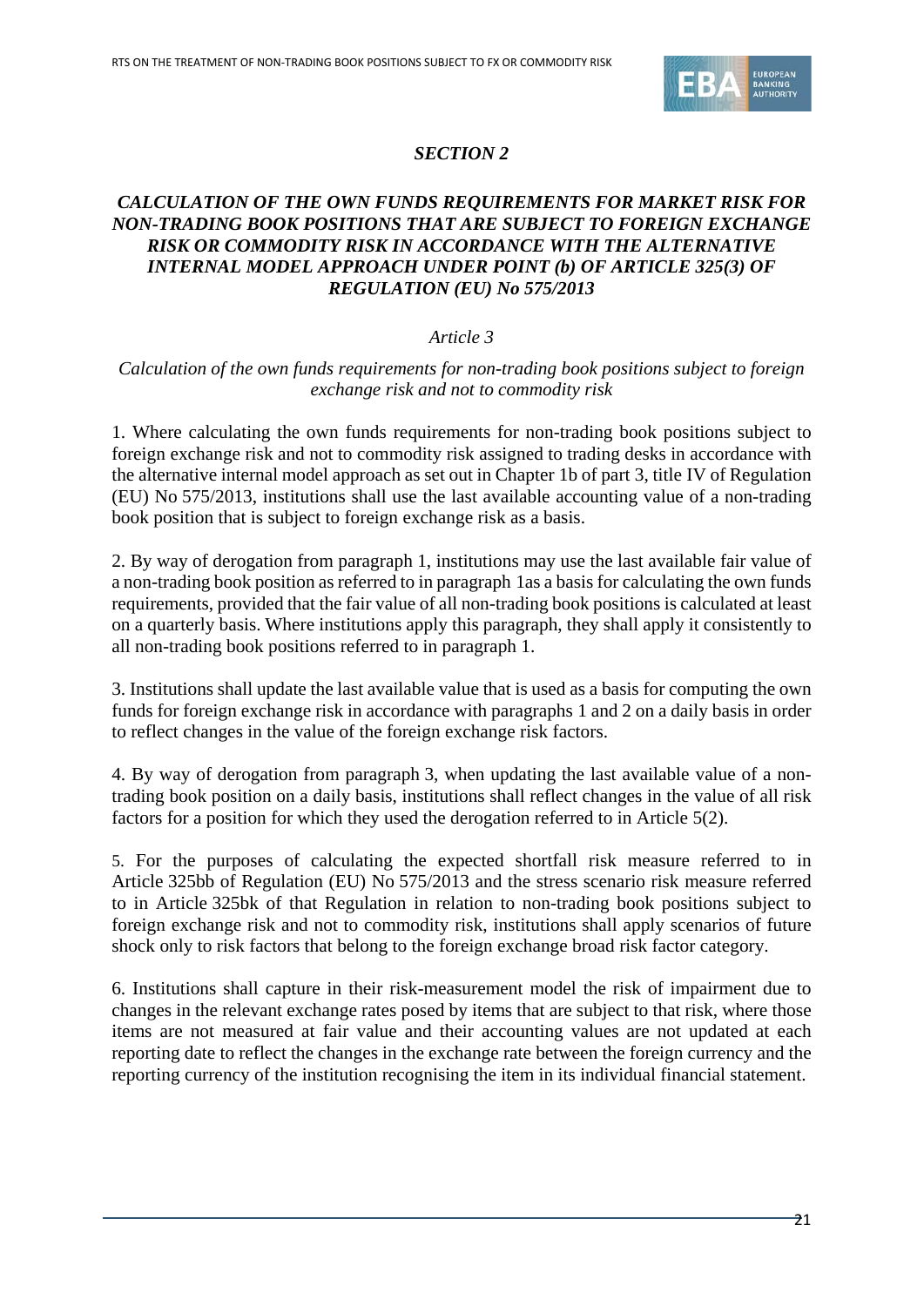*SECTION 2*

*CALCULATION OF THE OWN FUNDS REQUIREMENTS FOR MARKET RISK FOR NON-TRADING BOOK POSITIONS THAT ARE SUBJECT TO FOREIGN EXCHANGE RISK OR COMMODITY RISK IN ACCORDANCE WITH THE ALTERNATIVE INTERNAL MODEL APPROACH UNDER POINT (b) OF ARTICLE 325(3) OF REGULATION (EU) No 575/2013*

*Article 3*

*Calculation of the own funds requirements for non-trading book positions subject to foreign exchange risk and not to commodity risk*

1. Where calculating the own funds requirements for non-trading book positions subject to foreign exchange risk and not to commodity risk assigned to trading desks in accordance with the alternative internal model approach as set out in Chapter 1b of part 3, title IV of Regulation (EU) No 575/2013, institutions shall use the last available accounting value of a non-trading book position that is subject to foreign exchange risk as a basis.

2. By way of derogation from paragraph 1, institutions may use the last available fair value of a non-trading book position as referred to in paragraph 1as a basis for calculating the own funds requirements, provided that the fair value of all non-trading book positions is calculated at least on a quarterly basis. Where institutions apply this paragraph, they shall apply it consistently to all non-trading book positions referred to in paragraph 1.

3. Institutions shall update the last available value that is used as a basis for computing the own funds for foreign exchange risk in accordance with paragraphs 1 and 2 on a daily basis in order to reflect changes in the value of the foreign exchange risk factors.

4. By way of derogation from paragraph 3, when updating the last available value of a non-trading book position on a daily basis, institutions shall reflect changes in the value of all risk factors for a position for which they used the derogation referred to in Article 5(2).

5. For the purposes of calculating the expected shortfall risk measure referred to in Article 325bb of Regulation (EU) No 575/2013 and the stress scenario risk measure referred to in Article 325bk of that Regulation in relation to non-trading book positions subject to foreign exchange risk and not to commodity risk, institutions shall apply scenarios of future shock only to risk factors that belong to the foreign exchange broad risk factor category.

6. Institutions shall capture in their risk-measurement model the risk of impairment due to changes in the relevant exchange rates posed by items that are subject to that risk, where those items are not measured at fair value and their accounting values are not updated at each reporting date to reflect the changes in the exchange rate between the foreign currency and the reporting currency of the institution recognising the item in its individual financial statement.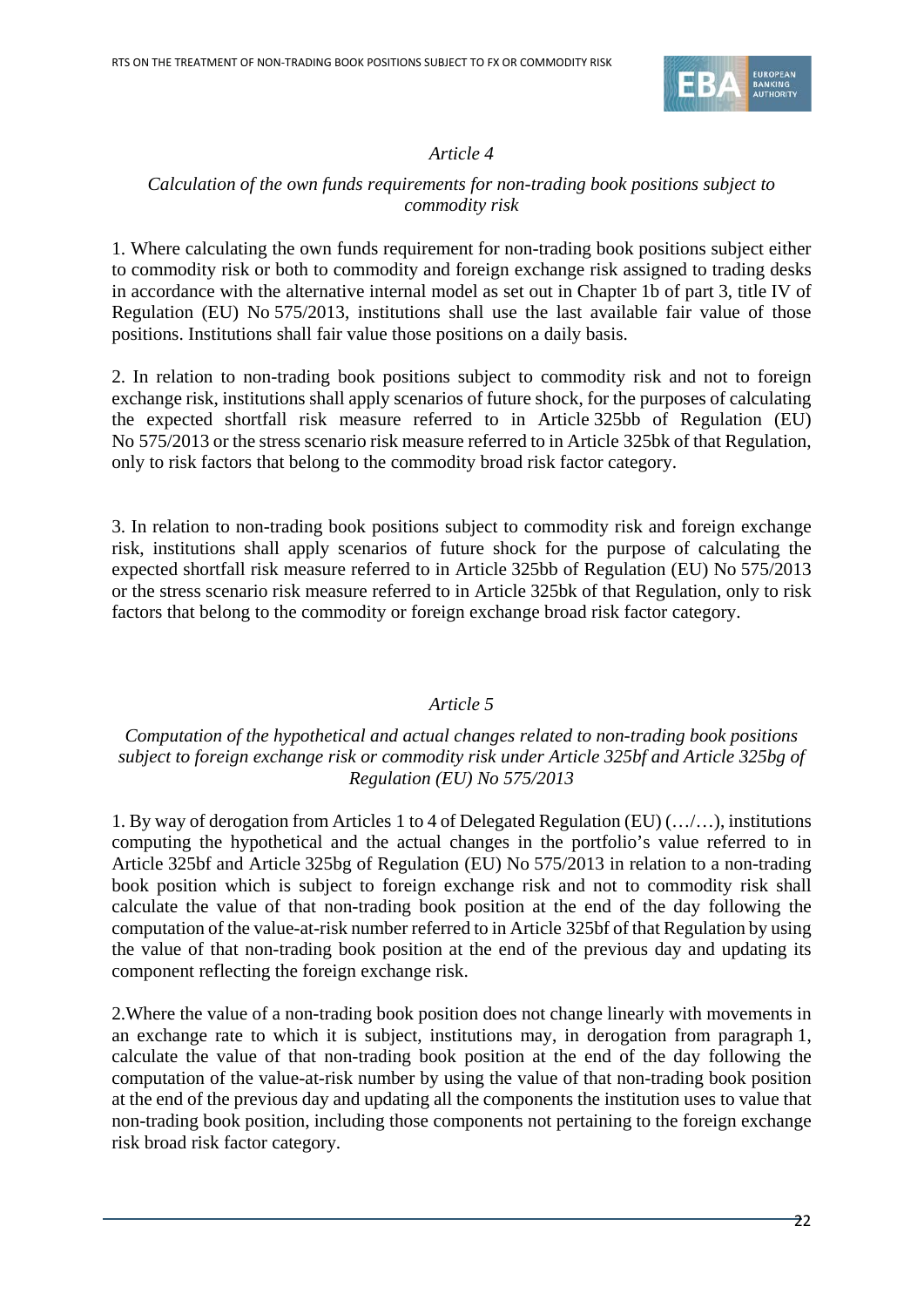*Article 4*

*Calculation of the own funds requirements for non-trading book positions subject to commodity risk*

1. Where calculating the own funds requirement for non-trading book positions subject either to commodity risk or both to commodity and foreign exchange risk assigned to trading desks in accordance with the alternative internal model as set out in Chapter 1b of part 3, title IV of Regulation (EU) No 575/2013, institutions shall use the last available fair value of those positions. Institutions shall fair value those positions on a daily basis.

2. In relation to non-trading book positions subject to commodity risk and not to foreign exchange risk, institutions shall apply scenarios of future shock, for the purposes of calculating the expected shortfall risk measure referred to in Article 325bb of Regulation (EU) No 575/2013 or the stress scenario risk measure referred to in Article 325bk of that Regulation, only to risk factors that belong to the commodity broad risk factor category.

3. In relation to non-trading book positions subject to commodity risk and foreign exchange risk, institutions shall apply scenarios of future shock for the purpose of calculating the expected shortfall risk measure referred to in Article 325bb of Regulation (EU) No 575/2013 or the stress scenario risk measure referred to in Article 325bk of that Regulation, only to risk factors that belong to the commodity or foreign exchange broad risk factor category.

*Article 5*

*Computation of the hypothetical and actual changes related to non-trading book positions subject to foreign exchange risk or commodity risk under Article 325bf and Article 325bg of Regulation (EU) No 575/2013*

1. By way of derogation from Articles 1 to 4 of Delegated Regulation (EU) (…/…), institutions computing the hypothetical and the actual changes in the portfolio's value referred to in Article 325bf and Article 325bg of Regulation (EU) No 575/2013 in relation to a non-trading book position which is subject to foreign exchange risk and not to commodity risk shall calculate the value of that non-trading book position at the end of the day following the computation of the value-at-risk number referred to in Article 325bf of that Regulation by using the value of that non-trading book position at the end of the previous day and updating its component reflecting the foreign exchange risk.

2.Where the value of a non-trading book position does not change linearly with movements in an exchange rate to which it is subject, institutions may, in derogation from paragraph 1, calculate the value of that non-trading book position at the end of the day following the computation of the value-at-risk number by using the value of that non-trading book position at the end of the previous day and updating all the components the institution uses to value that non-trading book position, including those components not pertaining to the foreign exchange risk broad risk factor category.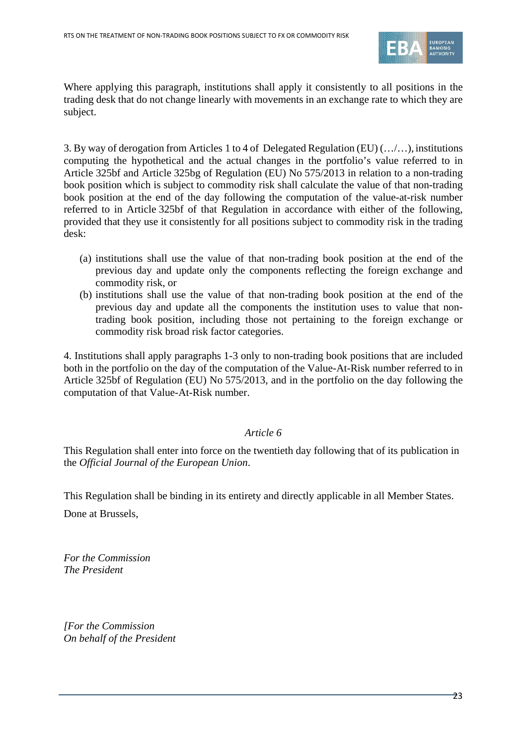Where applying this paragraph, institutions shall apply it consistently to all positions in the trading desk that do not change linearly with movements in an exchange rate to which they are subject.

3. By way of derogation from Articles 1 to 4 of Delegated Regulation (EU) (…/…), institutions computing the hypothetical and the actual changes in the portfolio's value referred to in Article 325bf and Article 325bg of Regulation (EU) No 575/2013 in relation to a non-trading book position which is subject to commodity risk shall calculate the value of that non-trading book position at the end of the day following the computation of the value-at-risk number referred to in Article 325bf of that Regulation in accordance with either of the following, provided that they use it consistently for all positions subject to commodity risk in the trading desk:

(a) institutions shall use the value of that non-trading book position at the end of the previous day and update only the components reflecting the foreign exchange and commodity risk, or

(b) institutions shall use the value of that non-trading book position at the end of the previous day and update all the components the institution uses to value that non-trading book position, including those not pertaining to the foreign exchange or commodity risk broad risk factor categories.

4. Institutions shall apply paragraphs 1-3 only to non-trading book positions that are included both in the portfolio on the day of the computation of the Value-At-Risk number referred to in Article 325bf of Regulation (EU) No 575/2013, and in the portfolio on the day following the computation of that Value-At-Risk number.

*Article 6*

This Regulation shall enter into force on the twentieth day following that of its publication in the *Official Journal of the European Union*.

This Regulation shall be binding in its entirety and directly applicable in all Member States.

Done at Brussels,

*For the Commission*
*The President*

*[For the Commission*
*On behalf of the President*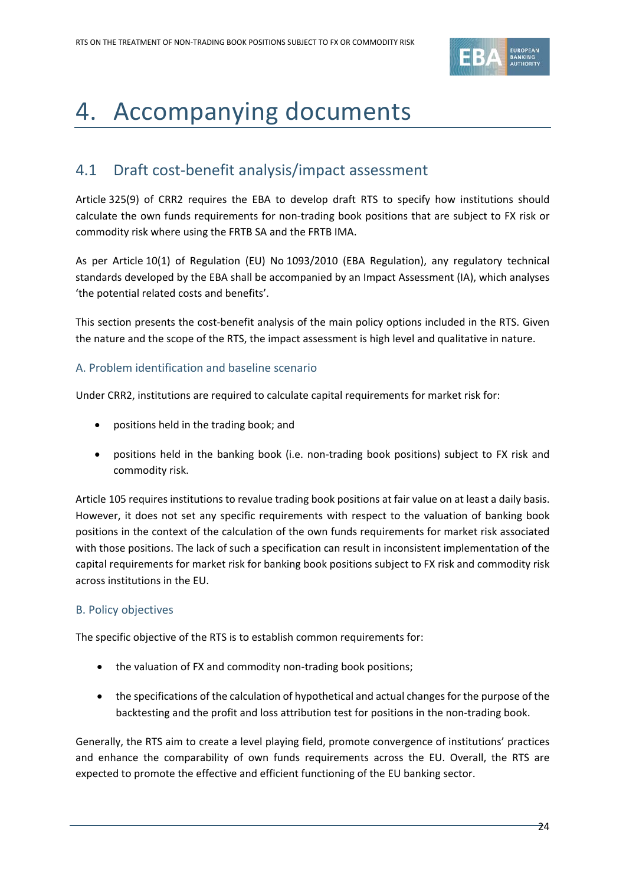# 4. Accompanying documents

## 4.1 Draft cost-benefit analysis/impact assessment

Article 325(9) of CRR2 requires the EBA to develop draft RTS to specify how institutions should calculate the own funds requirements for non-trading book positions that are subject to FX risk or commodity risk where using the FRTB SA and the FRTB IMA.

As per Article 10(1) of Regulation (EU) No 1093/2010 (EBA Regulation), any regulatory technical standards developed by the EBA shall be accompanied by an Impact Assessment (IA), which analyses 'the potential related costs and benefits'.

This section presents the cost-benefit analysis of the main policy options included in the RTS. Given the nature and the scope of the RTS, the impact assessment is high level and qualitative in nature.

### A. Problem identification and baseline scenario

Under CRR2, institutions are required to calculate capital requirements for market risk for:

- positions held in the trading book; and
- positions held in the banking book (i.e. non-trading book positions) subject to FX risk and commodity risk.

Article 105 requires institutions to revalue trading book positions at fair value on at least a daily basis. However, it does not set any specific requirements with respect to the valuation of banking book positions in the context of the calculation of the own funds requirements for market risk associated with those positions. The lack of such a specification can result in inconsistent implementation of the capital requirements for market risk for banking book positions subject to FX risk and commodity risk across institutions in the EU.

### B. Policy objectives

The specific objective of the RTS is to establish common requirements for:

- the valuation of FX and commodity non-trading book positions;
- the specifications of the calculation of hypothetical and actual changes for the purpose of the backtesting and the profit and loss attribution test for positions in the non-trading book.

Generally, the RTS aim to create a level playing field, promote convergence of institutions' practices and enhance the comparability of own funds requirements across the EU. Overall, the RTS are expected to promote the effective and efficient functioning of the EU banking sector.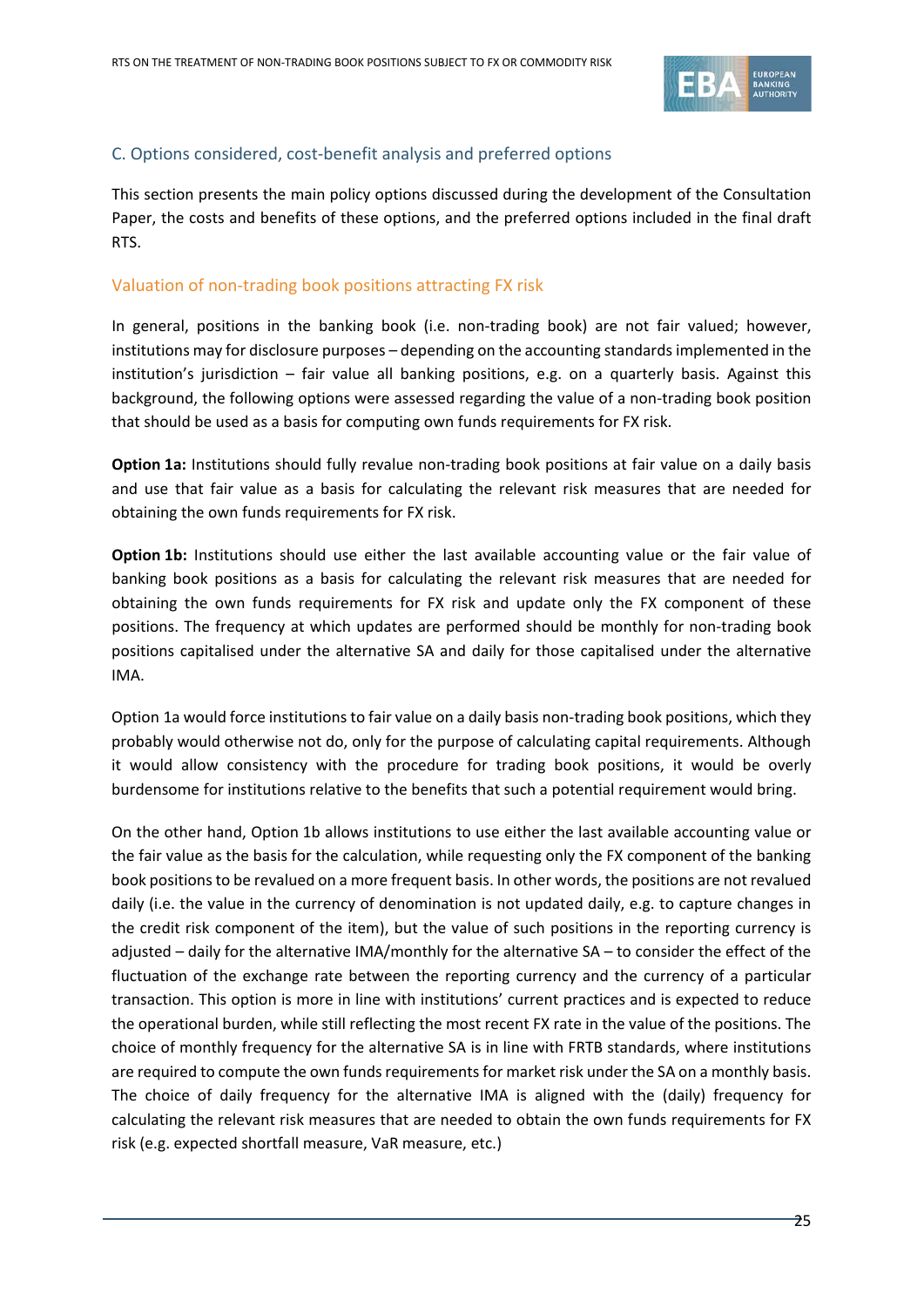## C. Options considered, cost-benefit analysis and preferred options

This section presents the main policy options discussed during the development of the Consultation Paper, the costs and benefits of these options, and the preferred options included in the final draft RTS.

### Valuation of non-trading book positions attracting FX risk

In general, positions in the banking book (i.e. non-trading book) are not fair valued; however, institutions may for disclosure purposes – depending on the accounting standards implemented in the institution's jurisdiction – fair value all banking positions, e.g. on a quarterly basis. Against this background, the following options were assessed regarding the value of a non-trading book position that should be used as a basis for computing own funds requirements for FX risk.

**Option 1a:** Institutions should fully revalue non-trading book positions at fair value on a daily basis and use that fair value as a basis for calculating the relevant risk measures that are needed for obtaining the own funds requirements for FX risk.

**Option 1b:** Institutions should use either the last available accounting value or the fair value of banking book positions as a basis for calculating the relevant risk measures that are needed for obtaining the own funds requirements for FX risk and update only the FX component of these positions. The frequency at which updates are performed should be monthly for non-trading book positions capitalised under the alternative SA and daily for those capitalised under the alternative IMA.

Option 1a would force institutions to fair value on a daily basis non-trading book positions, which they probably would otherwise not do, only for the purpose of calculating capital requirements. Although it would allow consistency with the procedure for trading book positions, it would be overly burdensome for institutions relative to the benefits that such a potential requirement would bring.

On the other hand, Option 1b allows institutions to use either the last available accounting value or the fair value as the basis for the calculation, while requesting only the FX component of the banking book positions to be revalued on a more frequent basis. In other words, the positions are not revalued daily (i.e. the value in the currency of denomination is not updated daily, e.g. to capture changes in the credit risk component of the item), but the value of such positions in the reporting currency is adjusted – daily for the alternative IMA/monthly for the alternative SA – to consider the effect of the fluctuation of the exchange rate between the reporting currency and the currency of a particular transaction. This option is more in line with institutions' current practices and is expected to reduce the operational burden, while still reflecting the most recent FX rate in the value of the positions. The choice of monthly frequency for the alternative SA is in line with FRTB standards, where institutions are required to compute the own funds requirements for market risk under the SA on a monthly basis. The choice of daily frequency for the alternative IMA is aligned with the (daily) frequency for calculating the relevant risk measures that are needed to obtain the own funds requirements for FX risk (e.g. expected shortfall measure, VaR measure, etc.)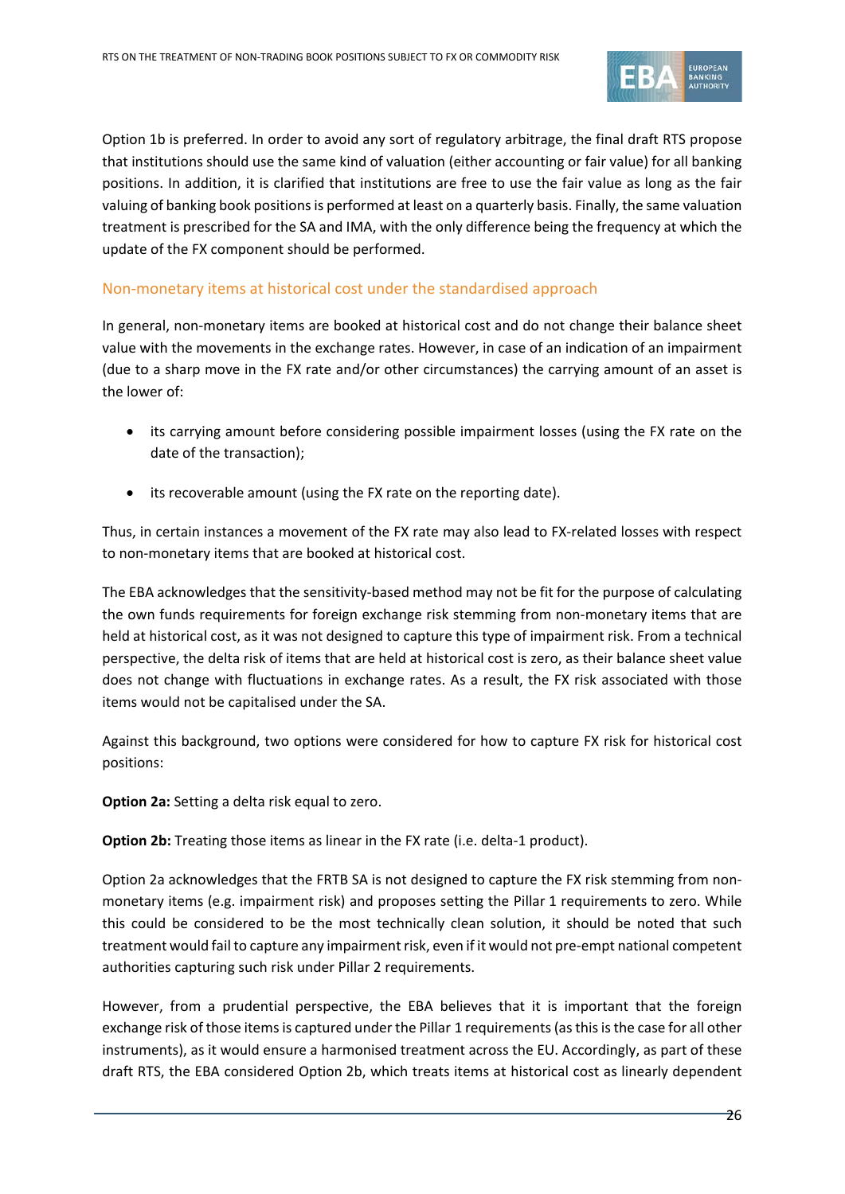Option 1b is preferred. In order to avoid any sort of regulatory arbitrage, the final draft RTS propose that institutions should use the same kind of valuation (either accounting or fair value) for all banking positions. In addition, it is clarified that institutions are free to use the fair value as long as the fair valuing of banking book positions is performed at least on a quarterly basis. Finally, the same valuation treatment is prescribed for the SA and IMA, with the only difference being the frequency at which the update of the FX component should be performed.

### Non-monetary items at historical cost under the standardised approach

In general, non-monetary items are booked at historical cost and do not change their balance sheet value with the movements in the exchange rates. However, in case of an indication of an impairment (due to a sharp move in the FX rate and/or other circumstances) the carrying amount of an asset is the lower of:

- its carrying amount before considering possible impairment losses (using the FX rate on the date of the transaction);
- its recoverable amount (using the FX rate on the reporting date).

Thus, in certain instances a movement of the FX rate may also lead to FX-related losses with respect to non-monetary items that are booked at historical cost.

The EBA acknowledges that the sensitivity-based method may not be fit for the purpose of calculating the own funds requirements for foreign exchange risk stemming from non-monetary items that are held at historical cost, as it was not designed to capture this type of impairment risk. From a technical perspective, the delta risk of items that are held at historical cost is zero, as their balance sheet value does not change with fluctuations in exchange rates. As a result, the FX risk associated with those items would not be capitalised under the SA.

Against this background, two options were considered for how to capture FX risk for historical cost positions:

**Option 2a:** Setting a delta risk equal to zero.

**Option 2b:** Treating those items as linear in the FX rate (i.e. delta-1 product).

Option 2a acknowledges that the FRTB SA is not designed to capture the FX risk stemming from non-monetary items (e.g. impairment risk) and proposes setting the Pillar 1 requirements to zero. While this could be considered to be the most technically clean solution, it should be noted that such treatment would fail to capture any impairment risk, even if it would not pre-empt national competent authorities capturing such risk under Pillar 2 requirements.

However, from a prudential perspective, the EBA believes that it is important that the foreign exchange risk of those items is captured under the Pillar 1 requirements (as this is the case for all other instruments), as it would ensure a harmonised treatment across the EU. Accordingly, as part of these draft RTS, the EBA considered Option 2b, which treats items at historical cost as linearly dependent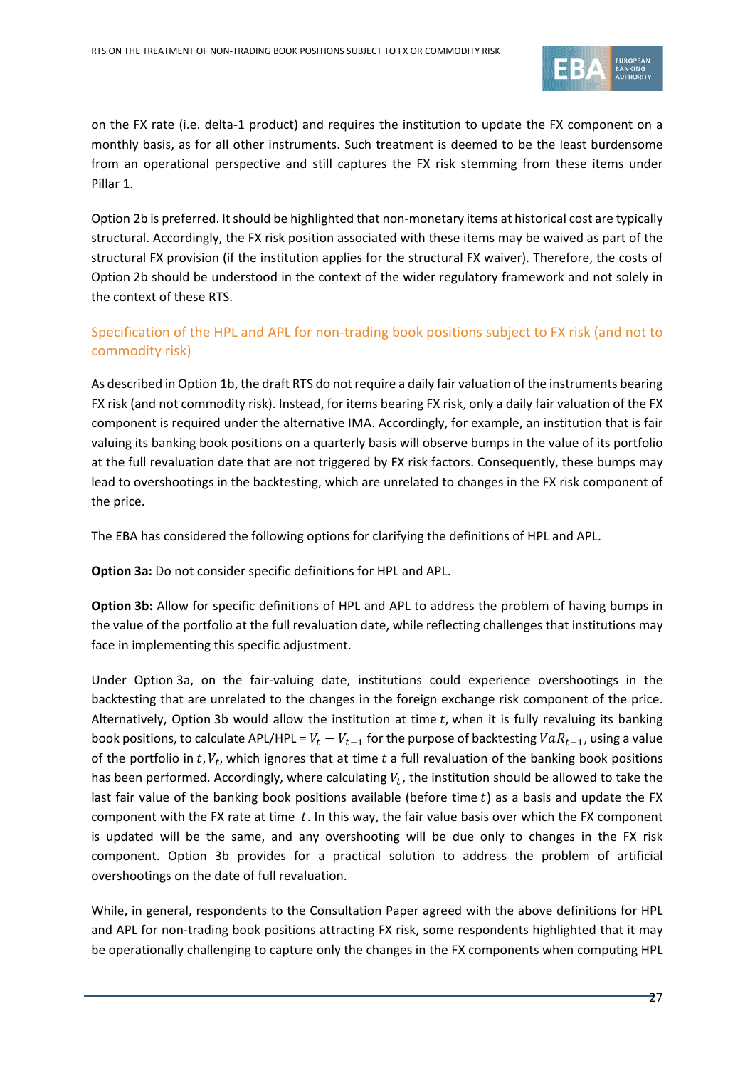on the FX rate (i.e. delta-1 product) and requires the institution to update the FX component on a monthly basis, as for all other instruments. Such treatment is deemed to be the least burdensome from an operational perspective and still captures the FX risk stemming from these items under Pillar 1.

Option 2b is preferred. It should be highlighted that non-monetary items at historical cost are typically structural. Accordingly, the FX risk position associated with these items may be waived as part of the structural FX provision (if the institution applies for the structural FX waiver). Therefore, the costs of Option 2b should be understood in the context of the wider regulatory framework and not solely in the context of these RTS.

### Specification of the HPL and APL for non-trading book positions subject to FX risk (and not to commodity risk)

As described in Option 1b, the draft RTS do not require a daily fair valuation of the instruments bearing FX risk (and not commodity risk). Instead, for items bearing FX risk, only a daily fair valuation of the FX component is required under the alternative IMA. Accordingly, for example, an institution that is fair valuing its banking book positions on a quarterly basis will observe bumps in the value of its portfolio at the full revaluation date that are not triggered by FX risk factors. Consequently, these bumps may lead to overshootings in the backtesting, which are unrelated to changes in the FX risk component of the price.

The EBA has considered the following options for clarifying the definitions of HPL and APL.

**Option 3a:** Do not consider specific definitions for HPL and APL.

**Option 3b:** Allow for specific definitions of HPL and APL to address the problem of having bumps in the value of the portfolio at the full revaluation date, while reflecting challenges that institutions may face in implementing this specific adjustment.

Under Option 3a, on the fair-valuing date, institutions could experience overshootings in the backtesting that are unrelated to the changes in the foreign exchange risk component of the price. Alternatively, Option 3b would allow the institution at time $t$, when it is fully revaluing its banking book positions, to calculate APL/HPL = $V_t - V_{t-1}$ for the purpose of backtesting $VaR_{t-1}$, using a value of the portfolio in $t$, $V_t$, which ignores that at time $t$ a full revaluation of the banking book positions has been performed. Accordingly, where calculating $V_t$, the institution should be allowed to take the last fair value of the banking book positions available (before time $t$) as a basis and update the FX component with the FX rate at time $t$. In this way, the fair value basis over which the FX component is updated will be the same, and any overshooting will be due only to changes in the FX risk component. Option 3b provides for a practical solution to address the problem of artificial overshootings on the date of full revaluation.

While, in general, respondents to the Consultation Paper agreed with the above definitions for HPL and APL for non-trading book positions attracting FX risk, some respondents highlighted that it may be operationally challenging to capture only the changes in the FX components when computing HPL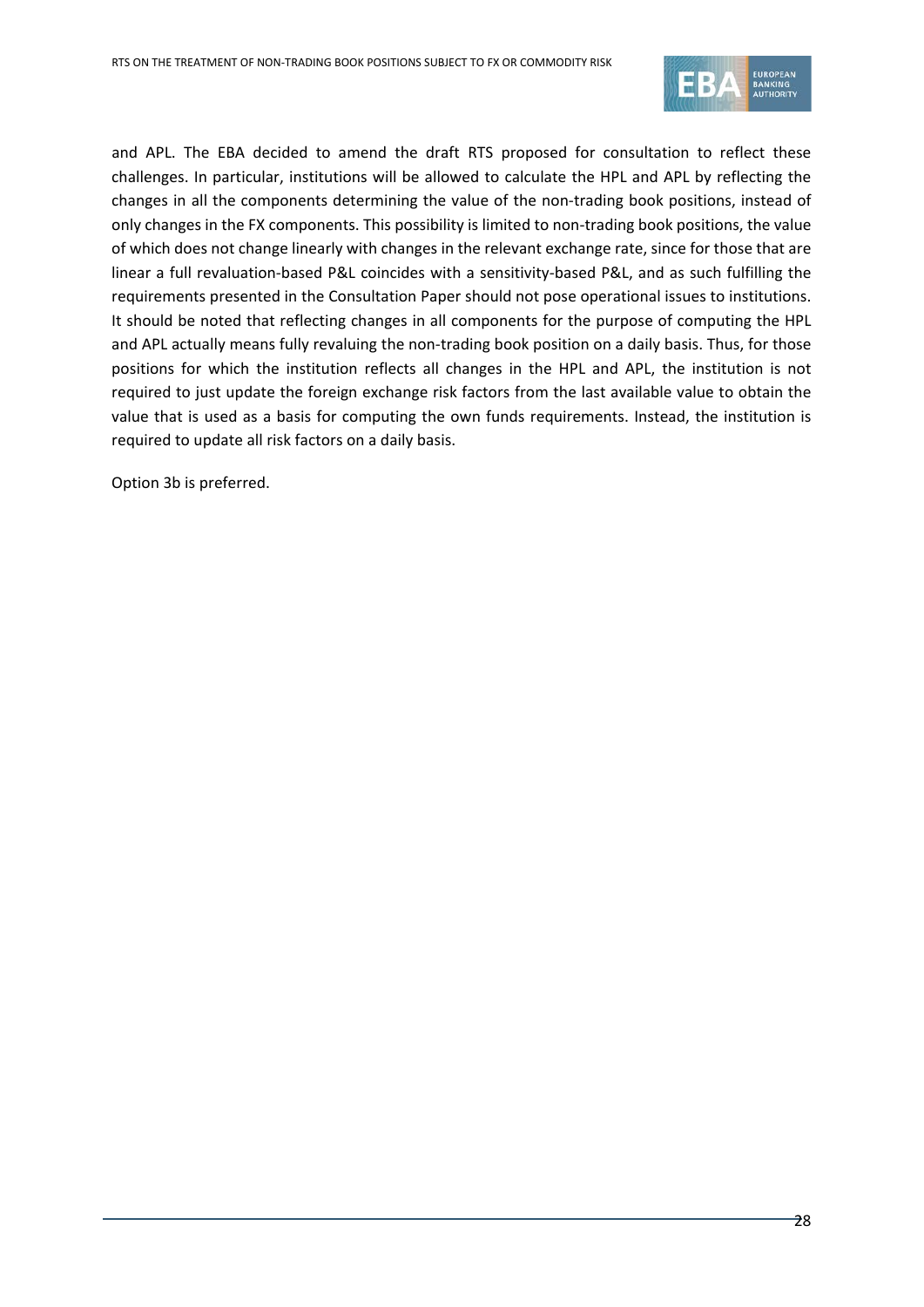and APL. The EBA decided to amend the draft RTS proposed for consultation to reflect these challenges. In particular, institutions will be allowed to calculate the HPL and APL by reflecting the changes in all the components determining the value of the non-trading book positions, instead of only changes in the FX components. This possibility is limited to non-trading book positions, the value of which does not change linearly with changes in the relevant exchange rate, since for those that are linear a full revaluation-based P&L coincides with a sensitivity-based P&L, and as such fulfilling the requirements presented in the Consultation Paper should not pose operational issues to institutions. It should be noted that reflecting changes in all components for the purpose of computing the HPL and APL actually means fully revaluing the non-trading book position on a daily basis. Thus, for those positions for which the institution reflects all changes in the HPL and APL, the institution is not required to just update the foreign exchange risk factors from the last available value to obtain the value that is used as a basis for computing the own funds requirements. Instead, the institution is required to update all risk factors on a daily basis.

Option 3b is preferred.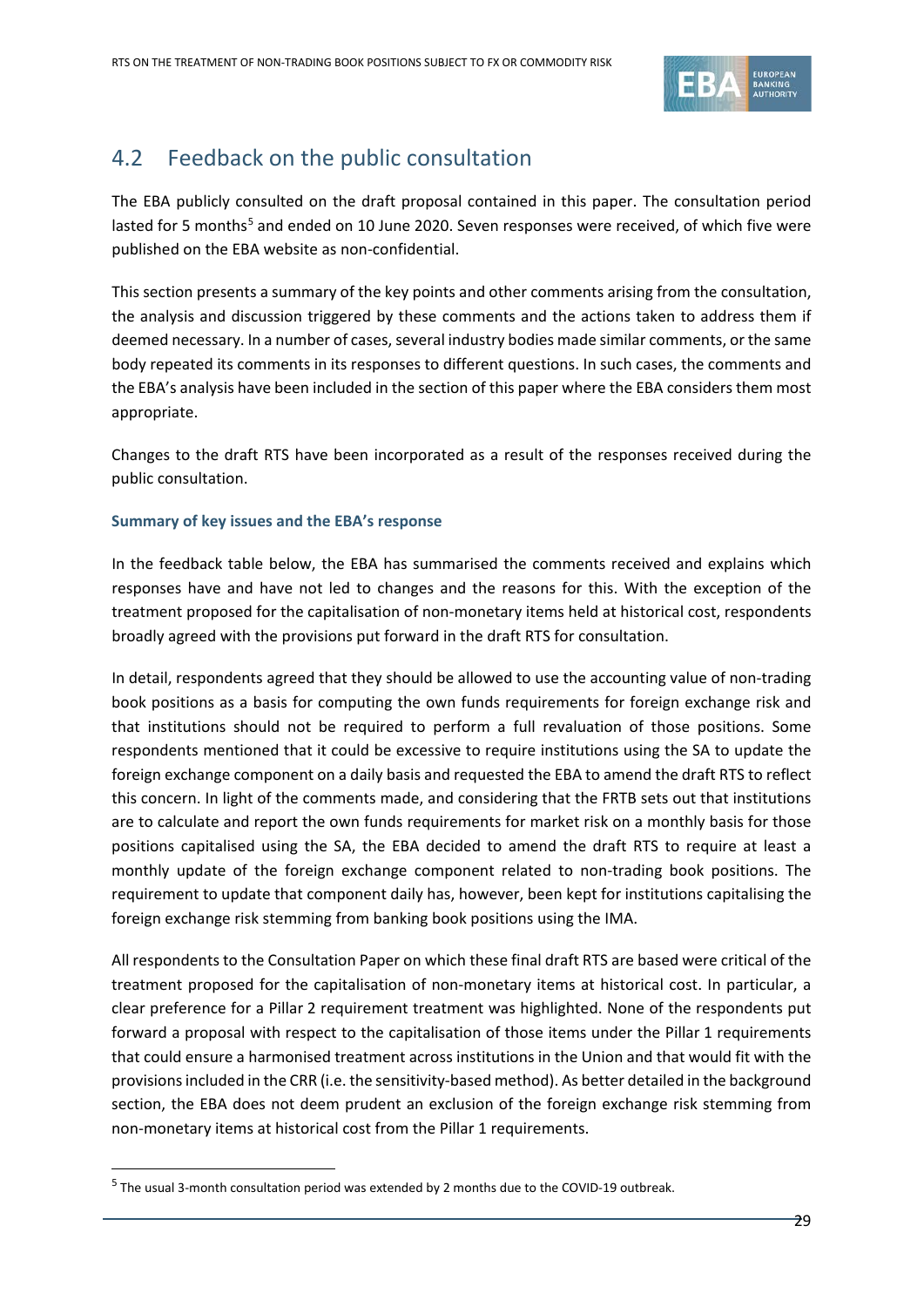## 4.2 Feedback on the public consultation

The EBA publicly consulted on the draft proposal contained in this paper. The consultation period lasted for 5 months[5] and ended on 10 June 2020. Seven responses were received, of which five were published on the EBA website as non-confidential.

This section presents a summary of the key points and other comments arising from the consultation, the analysis and discussion triggered by these comments and the actions taken to address them if deemed necessary. In a number of cases, several industry bodies made similar comments, or the same body repeated its comments in its responses to different questions. In such cases, the comments and the EBA's analysis have been included in the section of this paper where the EBA considers them most appropriate.

Changes to the draft RTS have been incorporated as a result of the responses received during the public consultation.

### Summary of key issues and the EBA's response

In the feedback table below, the EBA has summarised the comments received and explains which responses have and have not led to changes and the reasons for this. With the exception of the treatment proposed for the capitalisation of non-monetary items held at historical cost, respondents broadly agreed with the provisions put forward in the draft RTS for consultation.

In detail, respondents agreed that they should be allowed to use the accounting value of non-trading book positions as a basis for computing the own funds requirements for foreign exchange risk and that institutions should not be required to perform a full revaluation of those positions. Some respondents mentioned that it could be excessive to require institutions using the SA to update the foreign exchange component on a daily basis and requested the EBA to amend the draft RTS to reflect this concern. In light of the comments made, and considering that the FRTB sets out that institutions are to calculate and report the own funds requirements for market risk on a monthly basis for those positions capitalised using the SA, the EBA decided to amend the draft RTS to require at least a monthly update of the foreign exchange component related to non-trading book positions. The requirement to update that component daily has, however, been kept for institutions capitalising the foreign exchange risk stemming from banking book positions using the IMA.

All respondents to the Consultation Paper on which these final draft RTS are based were critical of the treatment proposed for the capitalisation of non-monetary items at historical cost. In particular, a clear preference for a Pillar 2 requirement treatment was highlighted. None of the respondents put forward a proposal with respect to the capitalisation of those items under the Pillar 1 requirements that could ensure a harmonised treatment across institutions in the Union and that would fit with the provisions included in the CRR (i.e. the sensitivity-based method). As better detailed in the background section, the EBA does not deem prudent an exclusion of the foreign exchange risk stemming from non-monetary items at historical cost from the Pillar 1 requirements.

[5] The usual 3-month consultation period was extended by 2 months due to the COVID-19 outbreak.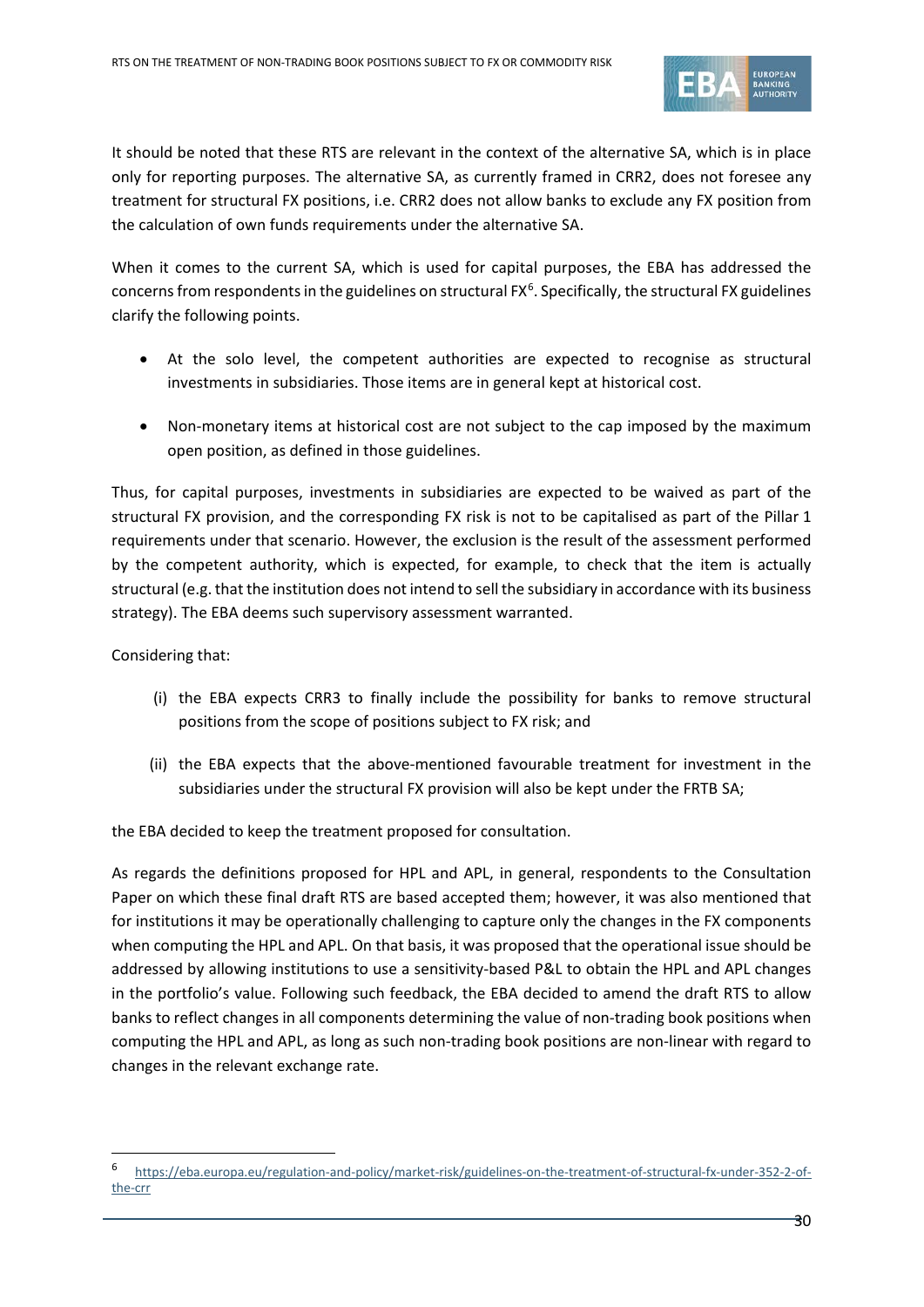It should be noted that these RTS are relevant in the context of the alternative SA, which is in place only for reporting purposes. The alternative SA, as currently framed in CRR2, does not foresee any treatment for structural FX positions, i.e. CRR2 does not allow banks to exclude any FX position from the calculation of own funds requirements under the alternative SA.

When it comes to the current SA, which is used for capital purposes, the EBA has addressed the concerns from respondents in the guidelines on structural FX[6]. Specifically, the structural FX guidelines clarify the following points.

- At the solo level, the competent authorities are expected to recognise as structural investments in subsidiaries. Those items are in general kept at historical cost.
- Non-monetary items at historical cost are not subject to the cap imposed by the maximum open position, as defined in those guidelines.

Thus, for capital purposes, investments in subsidiaries are expected to be waived as part of the structural FX provision, and the corresponding FX risk is not to be capitalised as part of the Pillar 1 requirements under that scenario. However, the exclusion is the result of the assessment performed by the competent authority, which is expected, for example, to check that the item is actually structural (e.g. that the institution does not intend to sell the subsidiary in accordance with its business strategy). The EBA deems such supervisory assessment warranted.

Considering that:

(i) the EBA expects CRR3 to finally include the possibility for banks to remove structural positions from the scope of positions subject to FX risk; and

(ii) the EBA expects that the above-mentioned favourable treatment for investment in the subsidiaries under the structural FX provision will also be kept under the FRTB SA;

the EBA decided to keep the treatment proposed for consultation.

As regards the definitions proposed for HPL and APL, in general, respondents to the Consultation Paper on which these final draft RTS are based accepted them; however, it was also mentioned that for institutions it may be operationally challenging to capture only the changes in the FX components when computing the HPL and APL. On that basis, it was proposed that the operational issue should be addressed by allowing institutions to use a sensitivity-based P&L to obtain the HPL and APL changes in the portfolio's value. Following such feedback, the EBA decided to amend the draft RTS to allow banks to reflect changes in all components determining the value of non-trading book positions when computing the HPL and APL, as long as such non-trading book positions are non-linear with regard to changes in the relevant exchange rate.

---

[6] https://eba.europa.eu/regulation-and-policy/market-risk/guidelines-on-the-treatment-of-structural-fx-under-352-2-of-the-crr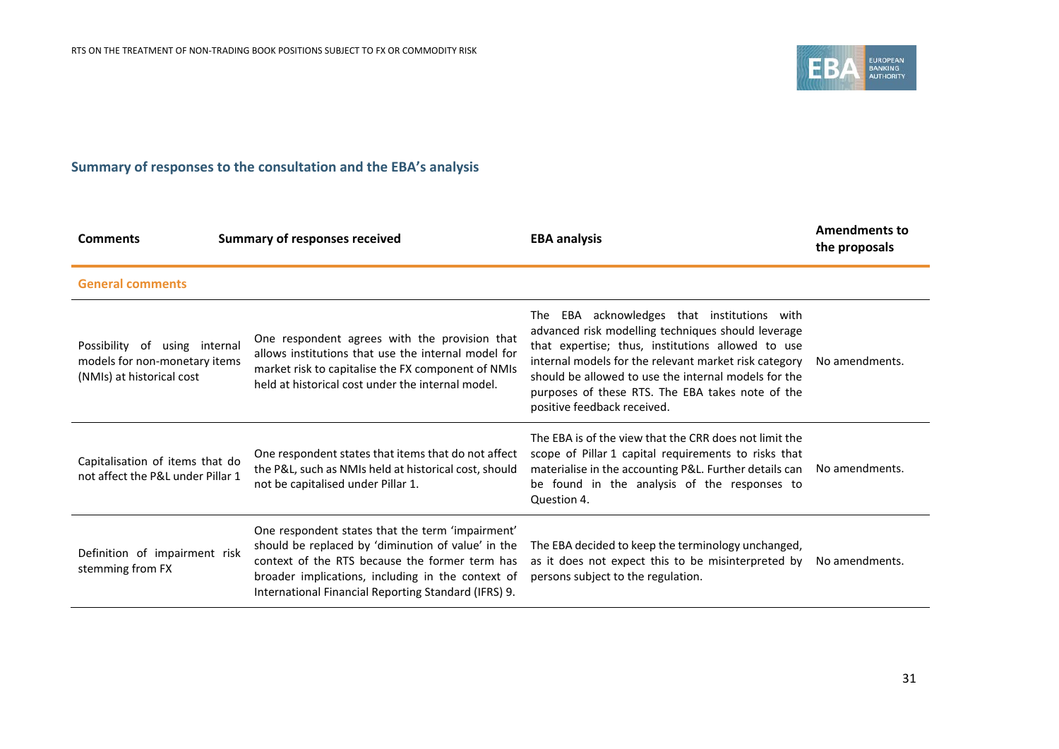## Summary of responses to the consultation and the EBA's analysis

| Comments | Summary of responses received | EBA analysis | Amendments to the proposals |
|---|---|---|---|
| **General comments** | | | |
| Possibility of using internal models for non-monetary items (NMIs) at historical cost | One respondent agrees with the provision that allows institutions that use the internal model for market risk to capitalise the FX component of NMIs held at historical cost under the internal model. | The EBA acknowledges that institutions with advanced risk modelling techniques should leverage that expertise; thus, institutions allowed to use internal models for the relevant market risk category should be allowed to use the internal models for the purposes of these RTS. The EBA takes note of the positive feedback received. | No amendments. |
| Capitalisation of items that do not affect the P&L under Pillar 1 | One respondent states that items that do not affect the P&L, such as NMIs held at historical cost, should not be capitalised under Pillar 1. | The EBA is of the view that the CRR does not limit the scope of Pillar 1 capital requirements to risks that materialise in the accounting P&L. Further details can be found in the analysis of the responses to Question 4. | No amendments. |
| Definition of impairment risk stemming from FX | One respondent states that the term 'impairment' should be replaced by 'diminution of value' in the context of the RTS because the former term has broader implications, including in the context of International Financial Reporting Standard (IFRS) 9. | The EBA decided to keep the terminology unchanged, as it does not expect this to be misinterpreted by persons subject to the regulation. | No amendments. |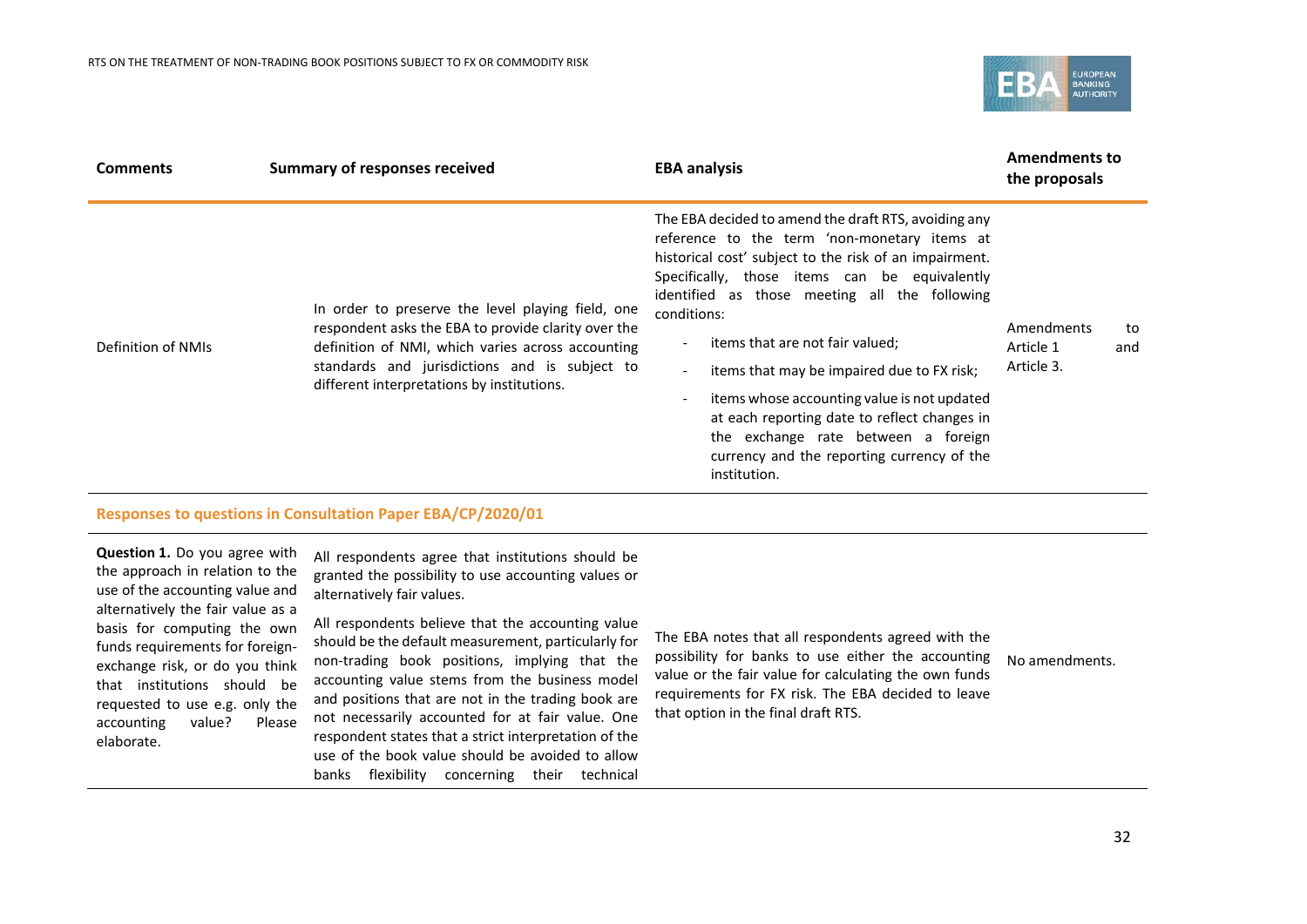| Comments | Summary of responses received | EBA analysis | Amendments to the proposals |
|---|---|---|---|
| Definition of NMIs | In order to preserve the level playing field, one respondent asks the EBA to provide clarity over the definition of NMI, which varies across accounting standards and jurisdictions and is subject to different interpretations by institutions. | The EBA decided to amend the draft RTS, avoiding any reference to the term 'non-monetary items at historical cost' subject to the risk of an impairment. Specifically, those items can be equivalently identified as those meeting all the following conditions: <br> - items that are not fair valued; <br> - items that may be impaired due to FX risk; <br> - items whose accounting value is not updated at each reporting date to reflect changes in the exchange rate between a foreign currency and the reporting currency of the institution. | Amendments to Article 1 and Article 3. |
| **Responses to questions in Consultation Paper EBA/CP/2020/01** | | | |
| **Question 1.** Do you agree with the approach in relation to the use of the accounting value and alternatively the fair value as a basis for computing the own funds requirements for foreign-exchange risk, or do you think that institutions should be requested to use e.g. only the accounting value? Please elaborate. | All respondents agree that institutions should be granted the possibility to use accounting values or alternatively fair values. <br> All respondents believe that the accounting value should be the default measurement, particularly for non-trading book positions, implying that the accounting value stems from the business model and positions that are not in the trading book are not necessarily accounted for at fair value. One respondent states that a strict interpretation of the use of the book value should be avoided to allow banks flexibility concerning their technical | The EBA notes that all respondents agreed with the possibility for banks to use either the accounting value or the fair value for calculating the own funds requirements for FX risk. The EBA decided to leave that option in the final draft RTS. | No amendments. |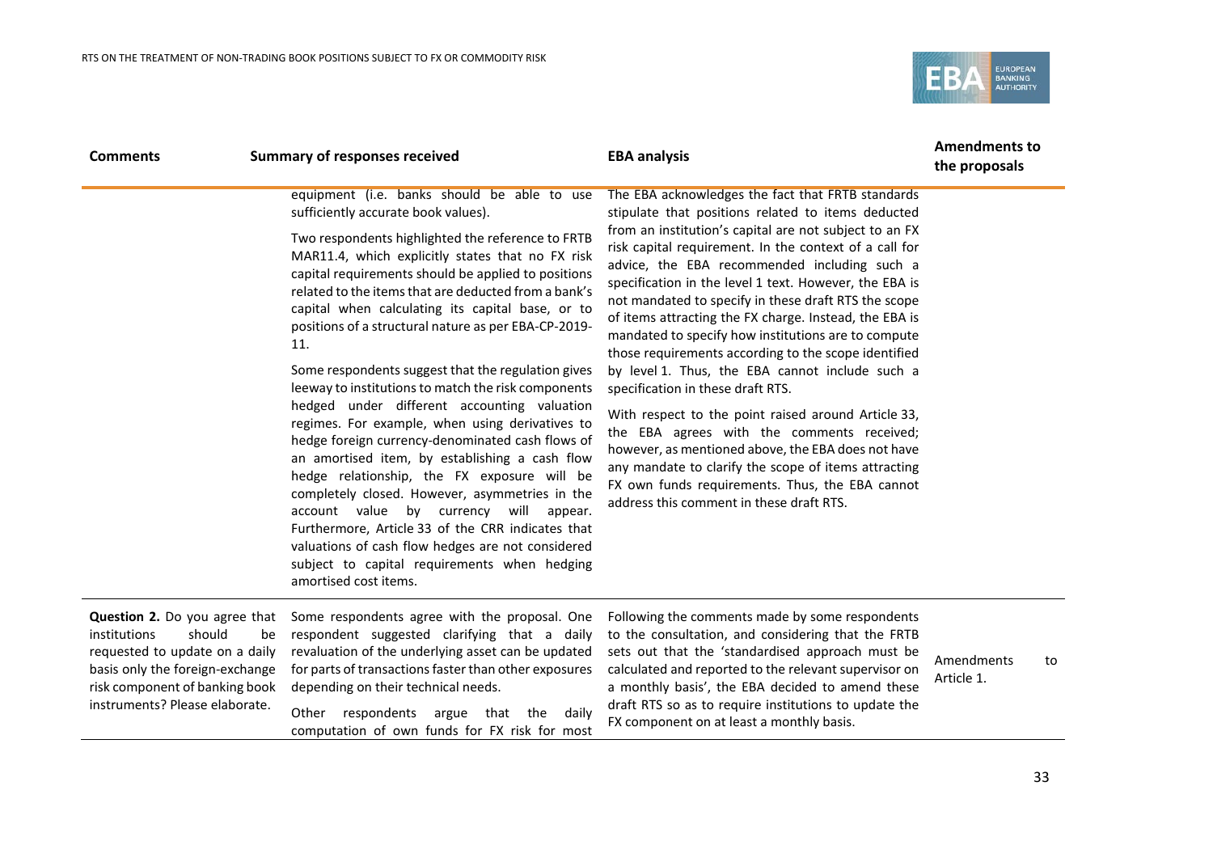| Comments | Summary of responses received | EBA analysis | Amendments to the proposals |
|---|---|---|---|
| | equipment (i.e. banks should be able to use sufficiently accurate book values).<br><br>Two respondents highlighted the reference to FRTB MAR11.4, which explicitly states that no FX risk capital requirements should be applied to positions related to the items that are deducted from a bank's capital when calculating its capital base, or to positions of a structural nature as per EBA-CP-2019-11.<br><br>Some respondents suggest that the regulation gives leeway to institutions to match the risk components hedged under different accounting valuation regimes. For example, when using derivatives to hedge foreign currency-denominated cash flows of an amortised item, by establishing a cash flow hedge relationship, the FX exposure will be completely closed. However, asymmetries in the account value by currency will appear. Furthermore, Article 33 of the CRR indicates that valuations of cash flow hedges are not considered subject to capital requirements when hedging amortised cost items. | The EBA acknowledges the fact that FRTB standards stipulate that positions related to items deducted from an institution's capital are not subject to an FX risk capital requirement. In the context of a call for advice, the EBA recommended including such a specification in the level 1 text. However, the EBA is not mandated to specify in these draft RTS the scope of items attracting the FX charge. Instead, the EBA is mandated to specify how institutions are to compute those requirements according to the scope identified by level 1. Thus, the EBA cannot include such a specification in these draft RTS.<br><br>With respect to the point raised around Article 33, the EBA agrees with the comments received; however, as mentioned above, the EBA does not have any mandate to clarify the scope of items attracting FX own funds requirements. Thus, the EBA cannot address this comment in these draft RTS. | |
| **Question 2.** Do you agree that institutions should be requested to update on a daily basis only the foreign-exchange risk component of banking book instruments? Please elaborate. | Some respondents agree with the proposal. One respondent suggested clarifying that a daily revaluation of the underlying asset can be updated for parts of transactions faster than other exposures depending on their technical needs.<br><br>Other respondents argue that the daily computation of own funds for FX risk for most | Following the comments made by some respondents to the consultation, and considering that the FRTB sets out that the 'standardised approach must be calculated and reported to the relevant supervisor on a monthly basis', the EBA decided to amend these draft RTS so as to require institutions to update the FX component on at least a monthly basis. | Amendments to Article 1. |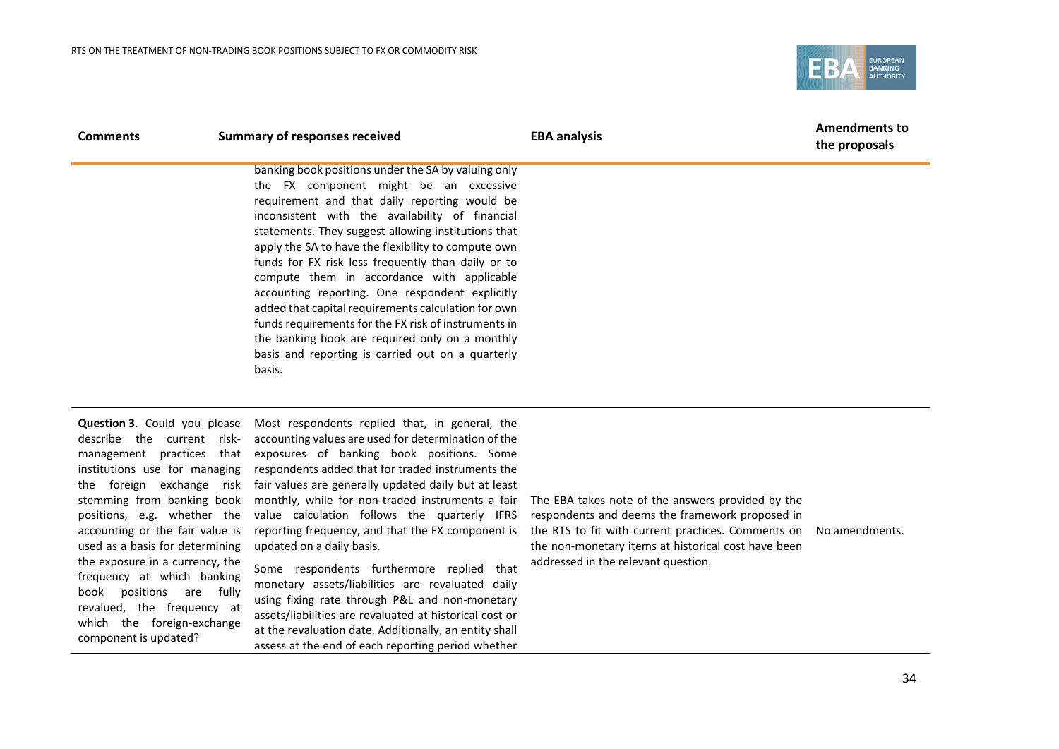| Comments | Summary of responses received | EBA analysis | Amendments to the proposals |
|---|---|---|---|
| | banking book positions under the SA by valuing only the FX component might be an excessive requirement and that daily reporting would be inconsistent with the availability of financial statements. They suggest allowing institutions that apply the SA to have the flexibility to compute own funds for FX risk less frequently than daily or to compute them in accordance with applicable accounting reporting. One respondent explicitly added that capital requirements calculation for own funds requirements for the FX risk of instruments in the banking book are required only on a monthly basis and reporting is carried out on a quarterly basis. | | |
| **Question 3**. Could you please describe the current risk-management practices that institutions use for managing the foreign exchange risk stemming from banking book positions, e.g. whether the accounting or the fair value is used as a basis for determining the exposure in a currency, the frequency at which banking book positions are fully revalued, the frequency at which the foreign-exchange component is updated? | Most respondents replied that, in general, the accounting values are used for determination of the exposures of banking book positions. Some respondents added that for traded instruments the fair values are generally updated daily but at least monthly, while for non-traded instruments a fair value calculation follows the quarterly IFRS reporting frequency, and that the FX component is updated on a daily basis.<br><br>Some respondents furthermore replied that monetary assets/liabilities are revaluated daily using fixing rate through P&L and non-monetary assets/liabilities are revaluated at historical cost or at the revaluation date. Additionally, an entity shall assess at the end of each reporting period whether | The EBA takes note of the answers provided by the respondents and deems the framework proposed in the RTS to fit with current practices. Comments on the non-monetary items at historical cost have been addressed in the relevant question. | No amendments. |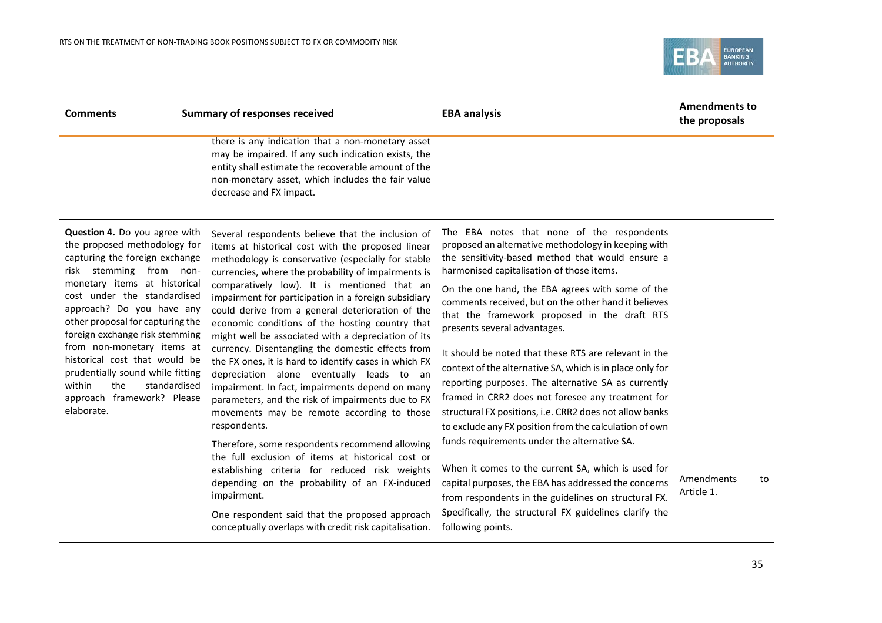| Comments | Summary of responses received | EBA analysis | Amendments to the proposals |
| --- | --- | --- | --- |
| | there is any indication that a non-monetary asset may be impaired. If any such indication exists, the entity shall estimate the recoverable amount of the non-monetary asset, which includes the fair value decrease and FX impact. | | |
| **Question 4.** Do you agree with the proposed methodology for capturing the foreign exchange risk stemming from non-monetary items at historical cost under the standardised approach? Do you have any other proposal for capturing the foreign exchange risk stemming from non-monetary items at historical cost that would be prudentially sound while fitting within the standardised approach framework? Please elaborate. | Several respondents believe that the inclusion of items at historical cost with the proposed linear methodology is conservative (especially for stable currencies, where the probability of impairments is comparatively low). It is mentioned that an impairment for participation in a foreign subsidiary could derive from a general deterioration of the economic conditions of the hosting country that might well be associated with a depreciation of its currency. Disentangling the domestic effects from the FX ones, it is hard to identify cases in which FX depreciation alone eventually leads to an impairment. In fact, impairments depend on many parameters, and the risk of impairments due to FX movements may be remote according to those respondents.<br><br>Therefore, some respondents recommend allowing the full exclusion of items at historical cost or establishing criteria for reduced risk weights depending on the probability of an FX-induced impairment.<br><br>One respondent said that the proposed approach conceptually overlaps with credit risk capitalisation. | The EBA notes that none of the respondents proposed an alternative methodology in keeping with the sensitivity-based method that would ensure a harmonised capitalisation of those items.<br><br>On the one hand, the EBA agrees with some of the comments received, but on the other hand it believes that the framework proposed in the draft RTS presents several advantages.<br><br>It should be noted that these RTS are relevant in the context of the alternative SA, which is in place only for reporting purposes. The alternative SA as currently framed in CRR2 does not foresee any treatment for structural FX positions, i.e. CRR2 does not allow banks to exclude any FX position from the calculation of own funds requirements under the alternative SA.<br><br>When it comes to the current SA, which is used for capital purposes, the EBA has addressed the concerns from respondents in the guidelines on structural FX. Specifically, the structural FX guidelines clarify the following points. | Amendments to Article 1. |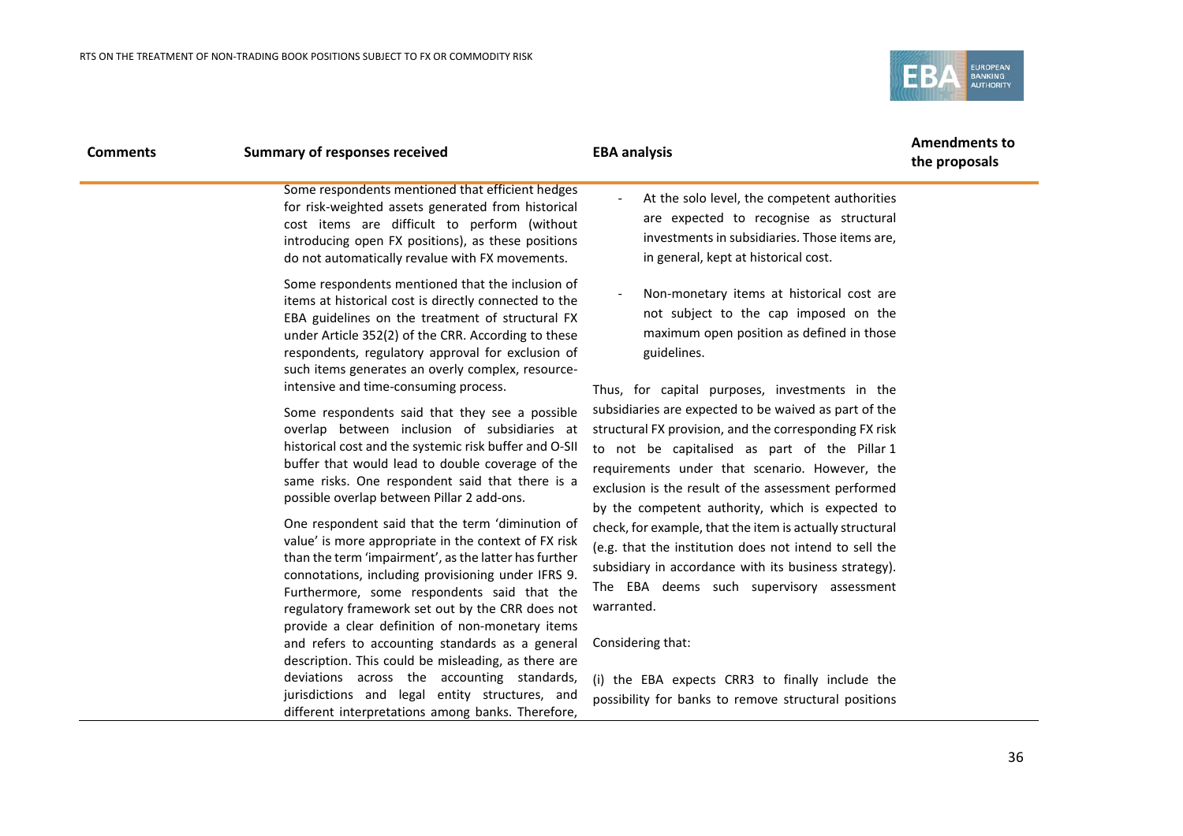| Comments | Summary of responses received | EBA analysis | Amendments to the proposals |
|---|---|---|---|
| | Some respondents mentioned that efficient hedges for risk-weighted assets generated from historical cost items are difficult to perform (without introducing open FX positions), as these positions do not automatically revalue with FX movements.<br><br>Some respondents mentioned that the inclusion of items at historical cost is directly connected to the EBA guidelines on the treatment of structural FX under Article 352(2) of the CRR. According to these respondents, regulatory approval for exclusion of such items generates an overly complex, resource-intensive and time-consuming process.<br><br>Some respondents said that they see a possible overlap between inclusion of subsidiaries at historical cost and the systemic risk buffer and O-SII buffer that would lead to double coverage of the same risks. One respondent said that there is a possible overlap between Pillar 2 add-ons.<br><br>One respondent said that the term 'diminution of value' is more appropriate in the context of FX risk than the term 'impairment', as the latter has further connotations, including provisioning under IFRS 9. Furthermore, some respondents said that the regulatory framework set out by the CRR does not provide a clear definition of non-monetary items and refers to accounting standards as a general description. This could be misleading, as there are deviations across the accounting standards, jurisdictions and legal entity structures, and different interpretations among banks. Therefore, | - At the solo level, the competent authorities are expected to recognise as structural investments in subsidiaries. Those items are, in general, kept at historical cost.<br><br>- Non-monetary items at historical cost are not subject to the cap imposed on the maximum open position as defined in those guidelines.<br><br>Thus, for capital purposes, investments in the subsidiaries are expected to be waived as part of the structural FX provision, and the corresponding FX risk to not be capitalised as part of the Pillar 1 requirements under that scenario. However, the exclusion is the result of the assessment performed by the competent authority, which is expected to check, for example, that the item is actually structural (e.g. that the institution does not intend to sell the subsidiary in accordance with its business strategy). The EBA deems such supervisory assessment warranted.<br><br>Considering that:<br><br>(i) the EBA expects CRR3 to finally include the possibility for banks to remove structural positions | |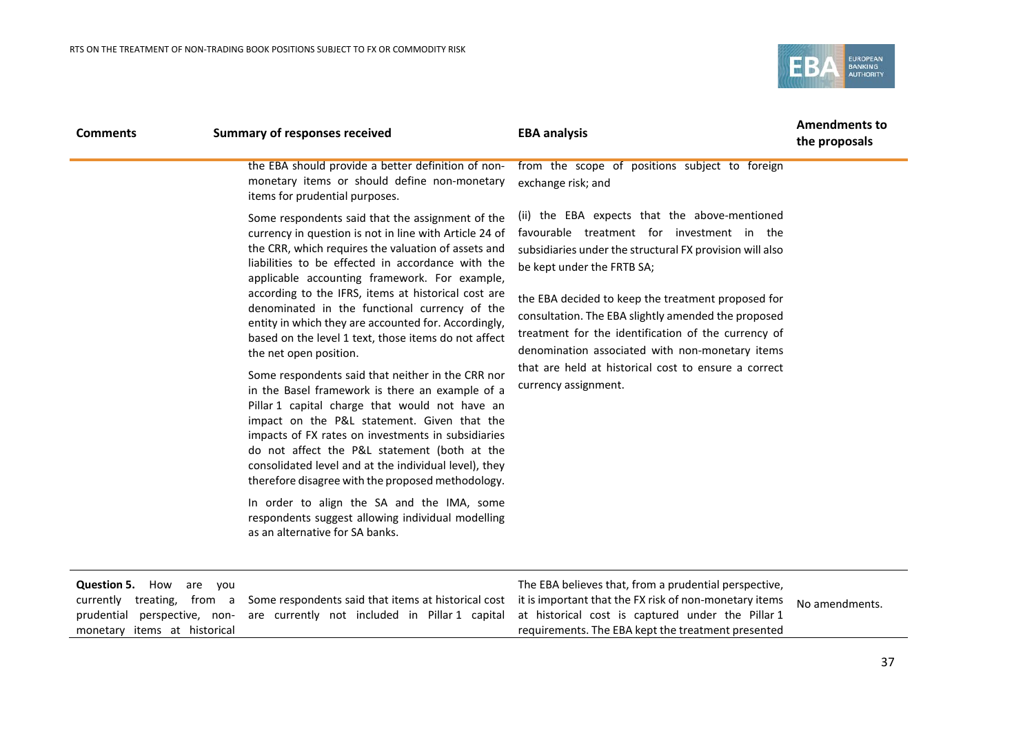| Comments | Summary of responses received | EBA analysis | Amendments to the proposals |
|---|---|---|---|
| | the EBA should provide a better definition of non-monetary items or should define non-monetary items for prudential purposes.<br><br>Some respondents said that the assignment of the currency in question is not in line with Article 24 of the CRR, which requires the valuation of assets and liabilities to be effected in accordance with the applicable accounting framework. For example, according to the IFRS, items at historical cost are denominated in the functional currency of the entity in which they are accounted for. Accordingly, based on the level 1 text, those items do not affect the net open position.<br><br>Some respondents said that neither in the CRR nor in the Basel framework is there an example of a Pillar 1 capital charge that would not have an impact on the P&L statement. Given that the impacts of FX rates on investments in subsidiaries do not affect the P&L statement (both at the consolidated level and at the individual level), they therefore disagree with the proposed methodology.<br><br>In order to align the SA and the IMA, some respondents suggest allowing individual modelling as an alternative for SA banks. | from the scope of positions subject to foreign exchange risk; and<br><br>(ii) the EBA expects that the above-mentioned favourable treatment for investment in the subsidiaries under the structural FX provision will also be kept under the FRTB SA;<br><br>the EBA decided to keep the treatment proposed for consultation. The EBA slightly amended the proposed treatment for the identification of the currency of denomination associated with non-monetary items that are held at historical cost to ensure a correct currency assignment. | |
| **Question 5.** How are you currently treating, from a prudential perspective, non-monetary items at historical | Some respondents said that items at historical cost are currently not included in Pillar 1 capital | The EBA believes that, from a prudential perspective, it is important that the FX risk of non-monetary items at historical cost is captured under the Pillar 1 requirements. The EBA kept the treatment presented | No amendments. |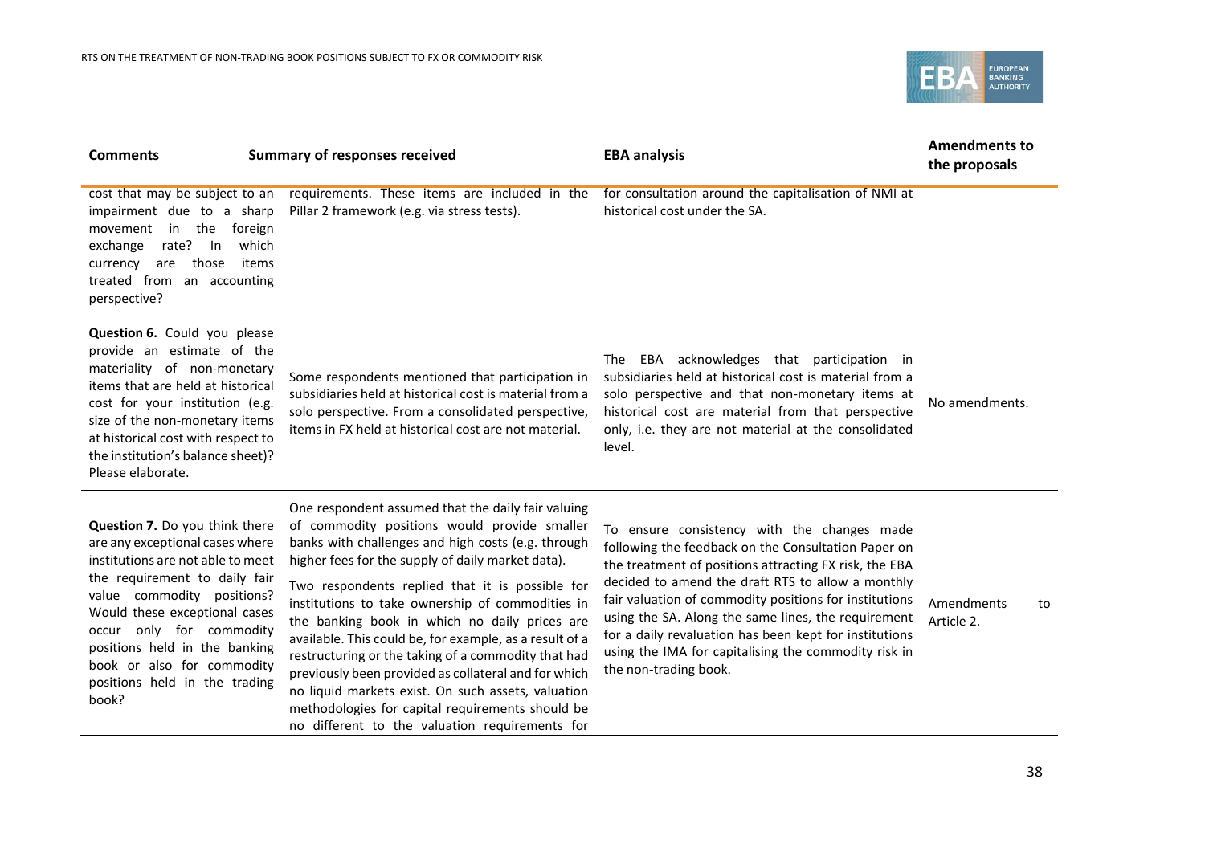| Comments | Summary of responses received | EBA analysis | Amendments to the proposals |
|---|---|---|---|
| cost that may be subject to an impairment due to a sharp movement in the foreign exchange rate? In which currency are those items treated from an accounting perspective? | requirements. These items are included in the Pillar 2 framework (e.g. via stress tests). | for consultation around the capitalisation of NMI at historical cost under the SA. | |
| **Question 6.** Could you please provide an estimate of the materiality of non-monetary items that are held at historical cost for your institution (e.g. size of the non-monetary items at historical cost with respect to the institution's balance sheet)? Please elaborate. | Some respondents mentioned that participation in subsidiaries held at historical cost is material from a solo perspective. From a consolidated perspective, items in FX held at historical cost are not material. | The EBA acknowledges that participation in subsidiaries held at historical cost is material from a solo perspective and that non-monetary items at historical cost are material from that perspective only, i.e. they are not material at the consolidated level. | No amendments. |
| **Question 7.** Do you think there are any exceptional cases where institutions are not able to meet the requirement to daily fair value commodity positions? Would these exceptional cases occur only for commodity positions held in the banking book or also for commodity positions held in the trading book? | One respondent assumed that the daily fair valuing of commodity positions would provide smaller banks with challenges and high costs (e.g. through higher fees for the supply of daily market data).<br><br>Two respondents replied that it is possible for institutions to take ownership of commodities in the banking book in which no daily prices are available. This could be, for example, as a result of a restructuring or the taking of a commodity that had previously been provided as collateral and for which no liquid markets exist. On such assets, valuation methodologies for capital requirements should be no different to the valuation requirements for | To ensure consistency with the changes made following the feedback on the Consultation Paper on the treatment of positions attracting FX risk, the EBA decided to amend the draft RTS to allow a monthly fair valuation of commodity positions for institutions using the SA. Along the same lines, the requirement for a daily revaluation has been kept for institutions using the IMA for capitalising the commodity risk in the non-trading book. | Amendments to Article 2. |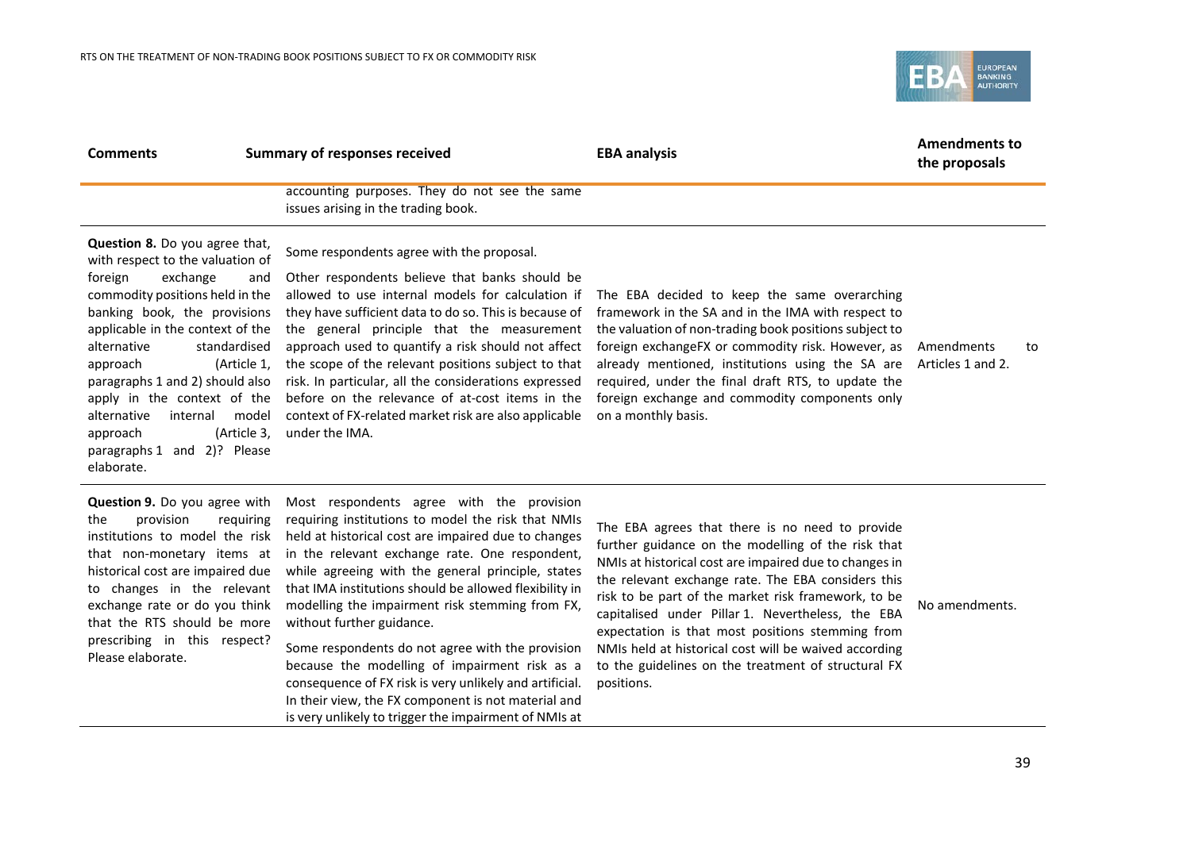| Comments | Summary of responses received | EBA analysis | Amendments to the proposals |
|---|---|---|---|
| | accounting purposes. They do not see the same issues arising in the trading book. | | |
| **Question 8.** Do you agree that, with respect to the valuation of foreign exchange and commodity positions held in the banking book, the provisions applicable in the context of the alternative standardised approach (Article 1, paragraphs 1 and 2) should also apply in the context of the alternative internal model approach (Article 3, paragraphs 1 and 2)? Please elaborate. | Some respondents agree with the proposal.<br><br>Other respondents believe that banks should be allowed to use internal models for calculation if they have sufficient data to do so. This is because of the general principle that the measurement approach used to quantify a risk should not affect the scope of the relevant positions subject to that risk. In particular, all the considerations expressed before on the relevance of at-cost items in the context of FX-related market risk are also applicable under the IMA. | The EBA decided to keep the same overarching framework in the SA and in the IMA with respect to the valuation of non-trading book positions subject to foreign exchangeFX or commodity risk. However, as already mentioned, institutions using the SA are required, under the final draft RTS, to update the foreign exchange and commodity components only on a monthly basis. | Amendments to Articles 1 and 2. |
| **Question 9.** Do you agree with the provision requiring institutions to model the risk that non-monetary items at historical cost are impaired due to changes in the relevant exchange rate or do you think that the RTS should be more prescribing in this respect? Please elaborate. | Most respondents agree with the provision requiring institutions to model the risk that NMIs held at historical cost are impaired due to changes in the relevant exchange rate. One respondent, while agreeing with the general principle, states that IMA institutions should be allowed flexibility in modelling the impairment risk stemming from FX, without further guidance.<br><br>Some respondents do not agree with the provision because the modelling of impairment risk as a consequence of FX risk is very unlikely and artificial. In their view, the FX component is not material and is very unlikely to trigger the impairment of NMIs at | The EBA agrees that there is no need to provide further guidance on the modelling of the risk that NMIs at historical cost are impaired due to changes in the relevant exchange rate. The EBA considers this risk to be part of the market risk framework, to be capitalised under Pillar 1. Nevertheless, the EBA expectation is that most positions stemming from NMIs held at historical cost will be waived according to the guidelines on the treatment of structural FX positions. | No amendments. |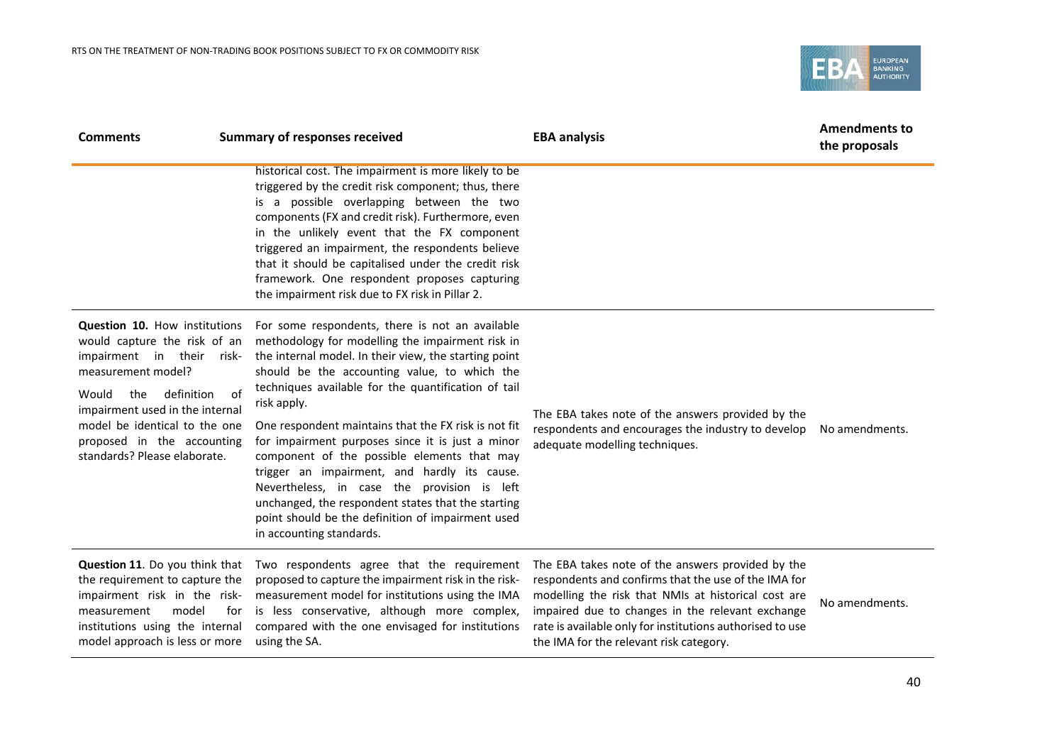| Comments | Summary of responses received | EBA analysis | Amendments to the proposals |
|---|---|---|---|
| | historical cost. The impairment is more likely to be triggered by the credit risk component; thus, there is a possible overlapping between the two components (FX and credit risk). Furthermore, even in the unlikely event that the FX component triggered an impairment, the respondents believe that it should be capitalised under the credit risk framework. One respondent proposes capturing the impairment risk due to FX risk in Pillar 2. | | |
| **Question 10.** How institutions would capture the risk of an impairment in their risk-measurement model? Would the definition of impairment used in the internal model be identical to the one proposed in the accounting standards? Please elaborate. | For some respondents, there is not an available methodology for modelling the impairment risk in the internal model. In their view, the starting point should be the accounting value, to which the techniques available for the quantification of tail risk apply. One respondent maintains that the FX risk is not fit for impairment purposes since it is just a minor component of the possible elements that may trigger an impairment, and hardly its cause. Nevertheless, in case the provision is left unchanged, the respondent states that the starting point should be the definition of impairment used in accounting standards. | The EBA takes note of the answers provided by the respondents and encourages the industry to develop adequate modelling techniques. | No amendments. |
| **Question 11**. Do you think that the requirement to capture the impairment risk in the risk-measurement model for institutions using the internal model approach is less or more | Two respondents agree that the requirement proposed to capture the impairment risk in the risk-measurement model for institutions using the IMA is less conservative, although more complex, compared with the one envisaged for institutions using the SA. | The EBA takes note of the answers provided by the respondents and confirms that the use of the IMA for modelling the risk that NMIs at historical cost are impaired due to changes in the relevant exchange rate is available only for institutions authorised to use the IMA for the relevant risk category. | No amendments. |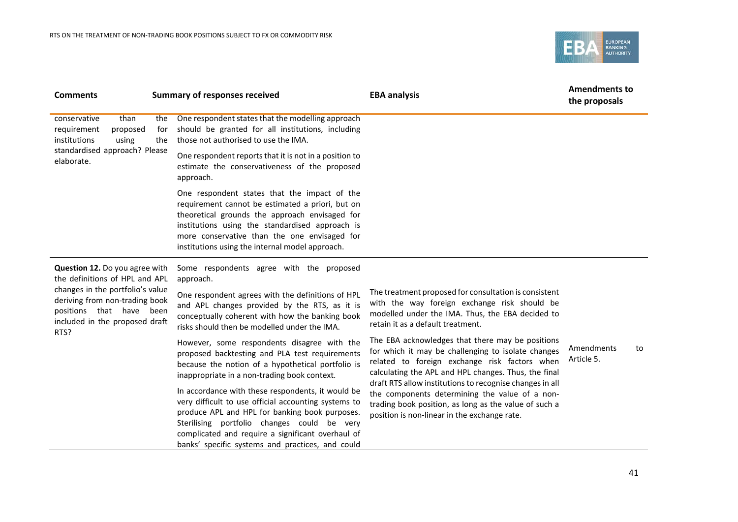| Comments | Summary of responses received | EBA analysis | Amendments to the proposals |
|---|---|---|---|
| conservative than the requirement proposed for institutions using the standardised approach? Please elaborate. | One respondent states that the modelling approach should be granted for all institutions, including those not authorised to use the IMA.<br><br>One respondent reports that it is not in a position to estimate the conservativeness of the proposed approach.<br><br>One respondent states that the impact of the requirement cannot be estimated a priori, but on theoretical grounds the approach envisaged for institutions using the standardised approach is more conservative than the one envisaged for institutions using the internal model approach. | | |
| **Question 12.** Do you agree with the definitions of HPL and APL changes in the portfolio's value deriving from non-trading book positions that have been included in the proposed draft RTS? | Some respondents agree with the proposed approach.<br><br>One respondent agrees with the definitions of HPL and APL changes provided by the RTS, as it is conceptually coherent with how the banking book risks should then be modelled under the IMA.<br><br>However, some respondents disagree with the proposed backtesting and PLA test requirements because the notion of a hypothetical portfolio is inappropriate in a non-trading book context.<br><br>In accordance with these respondents, it would be very difficult to use official accounting systems to produce APL and HPL for banking book purposes. Sterilising portfolio changes could be very complicated and require a significant overhaul of banks' specific systems and practices, and could | The treatment proposed for consultation is consistent with the way foreign exchange risk should be modelled under the IMA. Thus, the EBA decided to retain it as a default treatment.<br><br>The EBA acknowledges that there may be positions for which it may be challenging to isolate changes related to foreign exchange risk factors when calculating the APL and HPL changes. Thus, the final draft RTS allow institutions to recognise changes in all the components determining the value of a non-trading book position, as long as the value of such a position is non-linear in the exchange rate. | Amendments to Article 5. |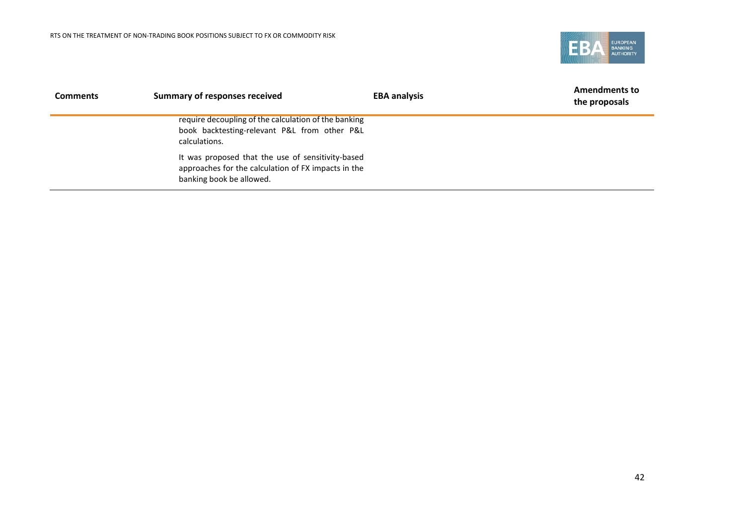| Comments | Summary of responses received | EBA analysis | Amendments to the proposals |
|---|---|---|---|
| | require decoupling of the calculation of the banking book backtesting-relevant P&L from other P&L calculations.<br><br>It was proposed that the use of sensitivity-based approaches for the calculation of FX impacts in the banking book be allowed. | | |